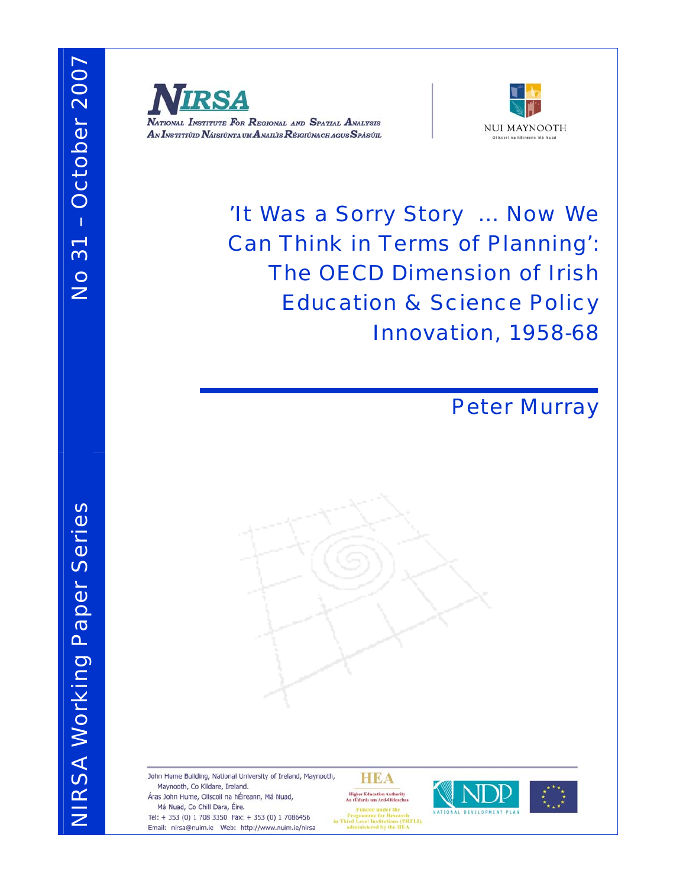NIRSA Working Paper Series

No 31 – October 2007

NIRSA

National Institute For Regional and Spatial Analysis
An Institiúid Náisiúnta um Anailís Réigiúnach agus Spásúil

NUI MAYNOOTH
Ollscoil na hÉireann Má Nuad

# 'It Was a Sorry Story ... Now We Can Think in Terms of Planning': The OECD Dimension of Irish Education & Science Policy Innovation, 1958-68

## Peter Murray

John Hume Building, National University of Ireland, Maynooth,
Maynooth, Co Kildare, Ireland.
Áras John Hume, Ollscoil na hÉireann, Má Nuad,
Má Nuad, Co Chill Dara, Éire.
Tel: + 353 (0) 1 708 3350 Fax: + 353 (0) 1 7086456
Email: nirsa@nuim.ie Web: http://www.nuim.ie/nirsa

HEA
Higher Education Authority
An tÚdarás um Ard-Oideachas
Funded under the Programme for Research in Third Level Institutions (PRTLI), administered by the HEA

NDP
NATIONAL DEVELOPMENT PLAN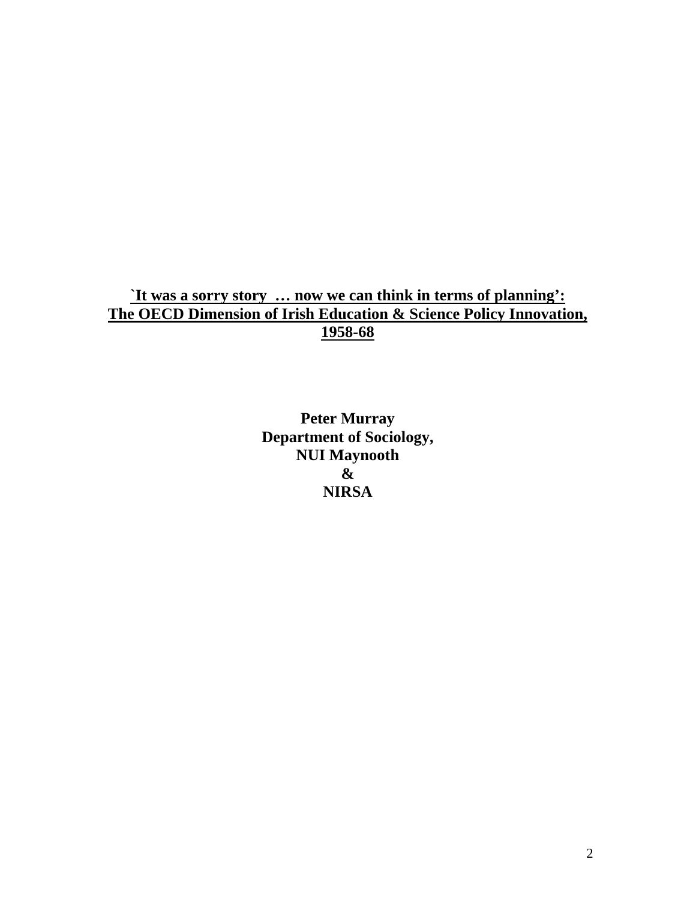# `It was a sorry story … now we can think in terms of planning': The OECD Dimension of Irish Education & Science Policy Innovation, 1958-68

**Peter Murray**
**Department of Sociology,**
**NUI Maynooth**
**&**
**NIRSA**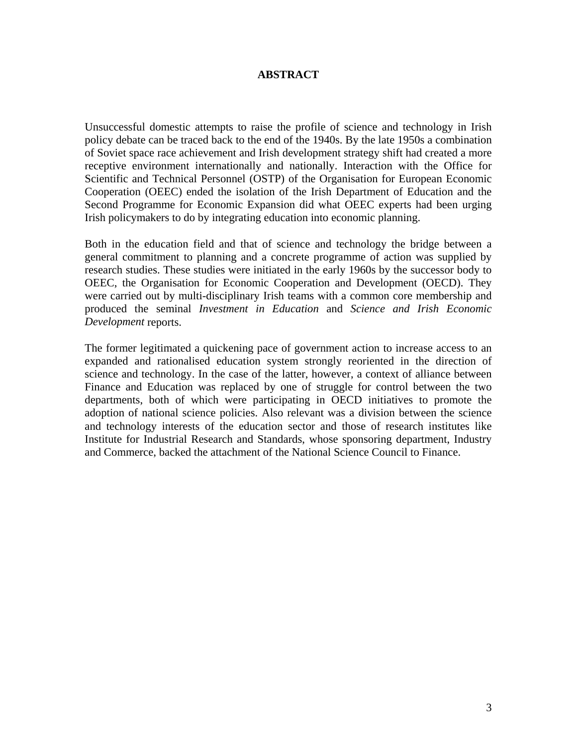# ABSTRACT

Unsuccessful domestic attempts to raise the profile of science and technology in Irish policy debate can be traced back to the end of the 1940s. By the late 1950s a combination of Soviet space race achievement and Irish development strategy shift had created a more receptive environment internationally and nationally. Interaction with the Office for Scientific and Technical Personnel (OSTP) of the Organisation for European Economic Cooperation (OEEC) ended the isolation of the Irish Department of Education and the Second Programme for Economic Expansion did what OEEC experts had been urging Irish policymakers to do by integrating education into economic planning.

Both in the education field and that of science and technology the bridge between a general commitment to planning and a concrete programme of action was supplied by research studies. These studies were initiated in the early 1960s by the successor body to OEEC, the Organisation for Economic Cooperation and Development (OECD). They were carried out by multi-disciplinary Irish teams with a common core membership and produced the seminal *Investment in Education* and *Science and Irish Economic Development* reports.

The former legitimated a quickening pace of government action to increase access to an expanded and rationalised education system strongly reoriented in the direction of science and technology. In the case of the latter, however, a context of alliance between Finance and Education was replaced by one of struggle for control between the two departments, both of which were participating in OECD initiatives to promote the adoption of national science policies. Also relevant was a division between the science and technology interests of the education sector and those of research institutes like Institute for Industrial Research and Standards, whose sponsoring department, Industry and Commerce, backed the attachment of the National Science Council to Finance.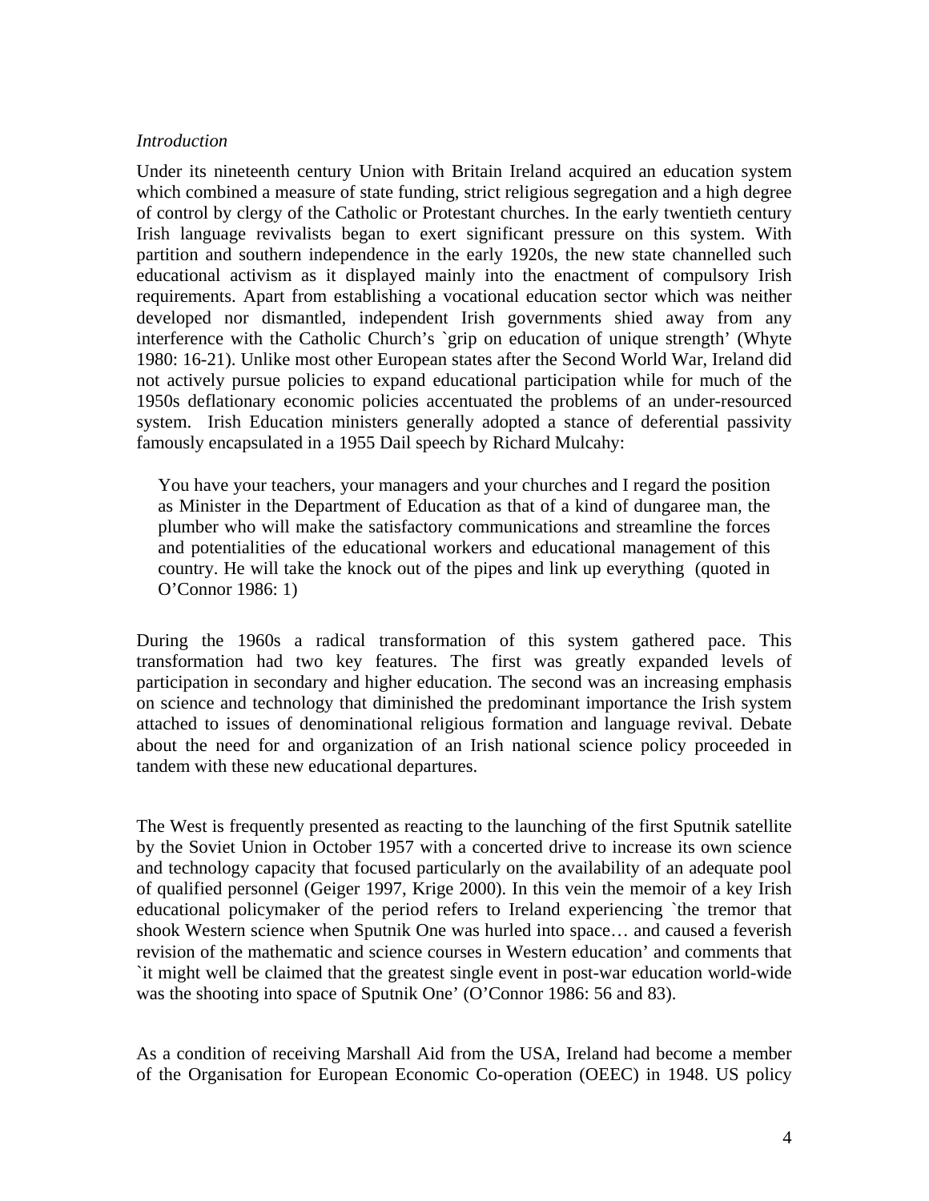*Introduction*

Under its nineteenth century Union with Britain Ireland acquired an education system which combined a measure of state funding, strict religious segregation and a high degree of control by clergy of the Catholic or Protestant churches. In the early twentieth century Irish language revivalists began to exert significant pressure on this system. With partition and southern independence in the early 1920s, the new state channelled such educational activism as it displayed mainly into the enactment of compulsory Irish requirements. Apart from establishing a vocational education sector which was neither developed nor dismantled, independent Irish governments shied away from any interference with the Catholic Church's `grip on education of unique strength' (Whyte 1980: 16-21). Unlike most other European states after the Second World War, Ireland did not actively pursue policies to expand educational participation while for much of the 1950s deflationary economic policies accentuated the problems of an under-resourced system. Irish Education ministers generally adopted a stance of deferential passivity famously encapsulated in a 1955 Dail speech by Richard Mulcahy:

> You have your teachers, your managers and your churches and I regard the position as Minister in the Department of Education as that of a kind of dungaree man, the plumber who will make the satisfactory communications and streamline the forces and potentialities of the educational workers and educational management of this country. He will take the knock out of the pipes and link up everything (quoted in O'Connor 1986: 1)

During the 1960s a radical transformation of this system gathered pace. This transformation had two key features. The first was greatly expanded levels of participation in secondary and higher education. The second was an increasing emphasis on science and technology that diminished the predominant importance the Irish system attached to issues of denominational religious formation and language revival. Debate about the need for and organization of an Irish national science policy proceeded in tandem with these new educational departures.

The West is frequently presented as reacting to the launching of the first Sputnik satellite by the Soviet Union in October 1957 with a concerted drive to increase its own science and technology capacity that focused particularly on the availability of an adequate pool of qualified personnel (Geiger 1997, Krige 2000). In this vein the memoir of a key Irish educational policymaker of the period refers to Ireland experiencing `the tremor that shook Western science when Sputnik One was hurled into space… and caused a feverish revision of the mathematic and science courses in Western education' and comments that `it might well be claimed that the greatest single event in post-war education world-wide was the shooting into space of Sputnik One' (O'Connor 1986: 56 and 83).

As a condition of receiving Marshall Aid from the USA, Ireland had become a member of the Organisation for European Economic Co-operation (OEEC) in 1948. US policy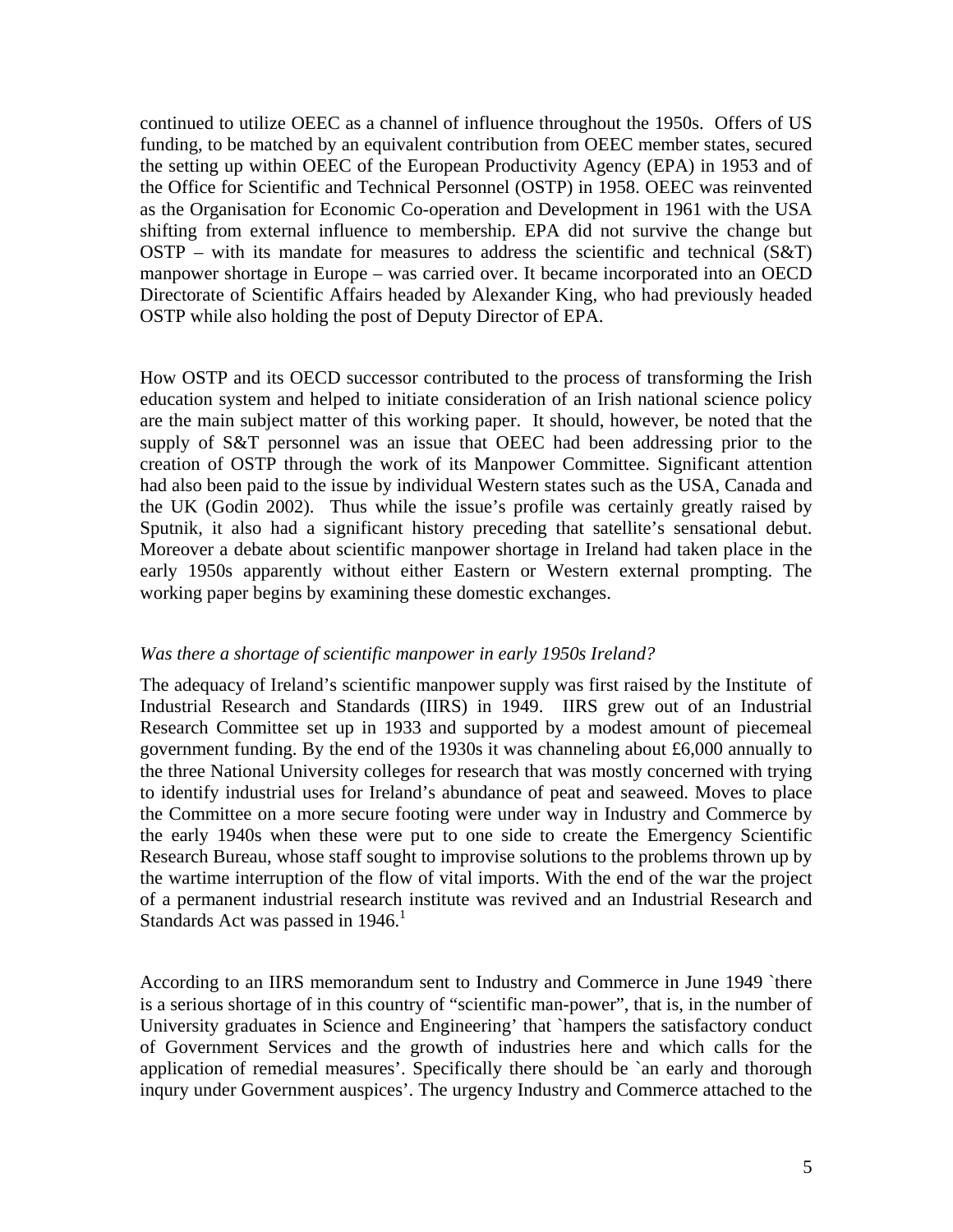continued to utilize OEEC as a channel of influence throughout the 1950s. Offers of US funding, to be matched by an equivalent contribution from OEEC member states, secured the setting up within OEEC of the European Productivity Agency (EPA) in 1953 and of the Office for Scientific and Technical Personnel (OSTP) in 1958. OEEC was reinvented as the Organisation for Economic Co-operation and Development in 1961 with the USA shifting from external influence to membership. EPA did not survive the change but OSTP – with its mandate for measures to address the scientific and technical (S&T) manpower shortage in Europe – was carried over. It became incorporated into an OECD Directorate of Scientific Affairs headed by Alexander King, who had previously headed OSTP while also holding the post of Deputy Director of EPA.

How OSTP and its OECD successor contributed to the process of transforming the Irish education system and helped to initiate consideration of an Irish national science policy are the main subject matter of this working paper. It should, however, be noted that the supply of S&T personnel was an issue that OEEC had been addressing prior to the creation of OSTP through the work of its Manpower Committee. Significant attention had also been paid to the issue by individual Western states such as the USA, Canada and the UK (Godin 2002). Thus while the issue's profile was certainly greatly raised by Sputnik, it also had a significant history preceding that satellite's sensational debut. Moreover a debate about scientific manpower shortage in Ireland had taken place in the early 1950s apparently without either Eastern or Western external prompting. The working paper begins by examining these domestic exchanges.

*Was there a shortage of scientific manpower in early 1950s Ireland?*

The adequacy of Ireland's scientific manpower supply was first raised by the Institute of Industrial Research and Standards (IIRS) in 1949. IIRS grew out of an Industrial Research Committee set up in 1933 and supported by a modest amount of piecemeal government funding. By the end of the 1930s it was channeling about £6,000 annually to the three National University colleges for research that was mostly concerned with trying to identify industrial uses for Ireland's abundance of peat and seaweed. Moves to place the Committee on a more secure footing were under way in Industry and Commerce by the early 1940s when these were put to one side to create the Emergency Scientific Research Bureau, whose staff sought to improvise solutions to the problems thrown up by the wartime interruption of the flow of vital imports. With the end of the war the project of a permanent industrial research institute was revived and an Industrial Research and Standards Act was passed in 1946.[1]

According to an IIRS memorandum sent to Industry and Commerce in June 1949 `there is a serious shortage of in this country of "scientific man-power", that is, in the number of University graduates in Science and Engineering' that `hampers the satisfactory conduct of Government Services and the growth of industries here and which calls for the application of remedial measures'. Specifically there should be `an early and thorough inqury under Government auspices'. The urgency Industry and Commerce attached to the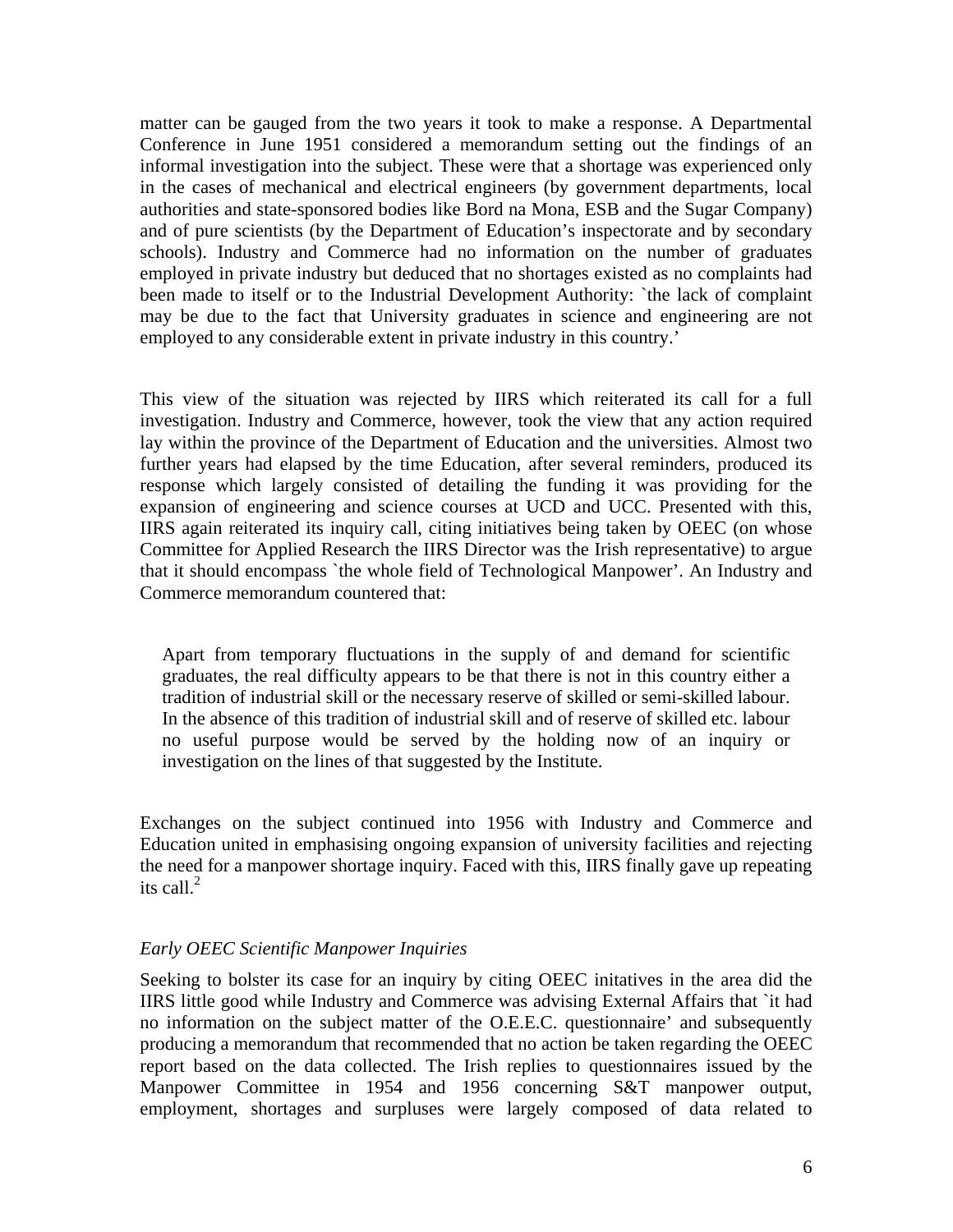matter can be gauged from the two years it took to make a response. A Departmental Conference in June 1951 considered a memorandum setting out the findings of an informal investigation into the subject. These were that a shortage was experienced only in the cases of mechanical and electrical engineers (by government departments, local authorities and state-sponsored bodies like Bord na Mona, ESB and the Sugar Company) and of pure scientists (by the Department of Education's inspectorate and by secondary schools). Industry and Commerce had no information on the number of graduates employed in private industry but deduced that no shortages existed as no complaints had been made to itself or to the Industrial Development Authority: `the lack of complaint may be due to the fact that University graduates in science and engineering are not employed to any considerable extent in private industry in this country.'

This view of the situation was rejected by IIRS which reiterated its call for a full investigation. Industry and Commerce, however, took the view that any action required lay within the province of the Department of Education and the universities. Almost two further years had elapsed by the time Education, after several reminders, produced its response which largely consisted of detailing the funding it was providing for the expansion of engineering and science courses at UCD and UCC. Presented with this, IIRS again reiterated its inquiry call, citing initiatives being taken by OEEC (on whose Committee for Applied Research the IIRS Director was the Irish representative) to argue that it should encompass `the whole field of Technological Manpower'. An Industry and Commerce memorandum countered that:

> Apart from temporary fluctuations in the supply of and demand for scientific graduates, the real difficulty appears to be that there is not in this country either a tradition of industrial skill or the necessary reserve of skilled or semi-skilled labour. In the absence of this tradition of industrial skill and of reserve of skilled etc. labour no useful purpose would be served by the holding now of an inquiry or investigation on the lines of that suggested by the Institute.

Exchanges on the subject continued into 1956 with Industry and Commerce and Education united in emphasising ongoing expansion of university facilities and rejecting the need for a manpower shortage inquiry. Faced with this, IIRS finally gave up repeating its call.[2]

*Early OEEC Scientific Manpower Inquiries*

Seeking to bolster its case for an inquiry by citing OEEC initatives in the area did the IIRS little good while Industry and Commerce was advising External Affairs that `it had no information on the subject matter of the O.E.E.C. questionnaire' and subsequently producing a memorandum that recommended that no action be taken regarding the OEEC report based on the data collected. The Irish replies to questionnaires issued by the Manpower Committee in 1954 and 1956 concerning S&T manpower output, employment, shortages and surpluses were largely composed of data related to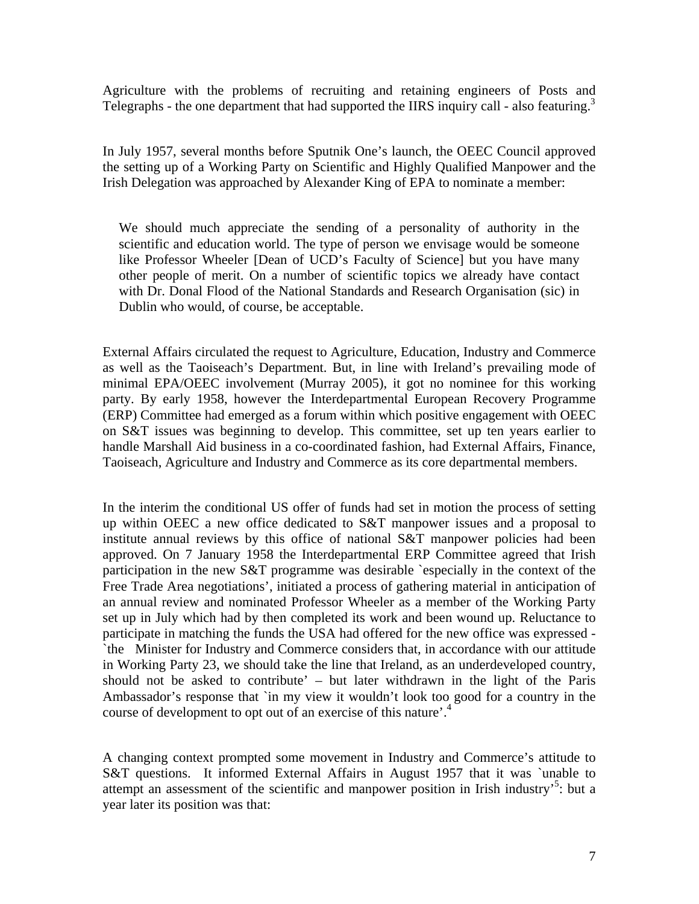Agriculture with the problems of recruiting and retaining engineers of Posts and Telegraphs - the one department that had supported the IIRS inquiry call - also featuring.[3]

In July 1957, several months before Sputnik One's launch, the OEEC Council approved the setting up of a Working Party on Scientific and Highly Qualified Manpower and the Irish Delegation was approached by Alexander King of EPA to nominate a member:

> We should much appreciate the sending of a personality of authority in the scientific and education world. The type of person we envisage would be someone like Professor Wheeler [Dean of UCD's Faculty of Science] but you have many other people of merit. On a number of scientific topics we already have contact with Dr. Donal Flood of the National Standards and Research Organisation (sic) in Dublin who would, of course, be acceptable.

External Affairs circulated the request to Agriculture, Education, Industry and Commerce as well as the Taoiseach's Department. But, in line with Ireland's prevailing mode of minimal EPA/OEEC involvement (Murray 2005), it got no nominee for this working party. By early 1958, however the Interdepartmental European Recovery Programme (ERP) Committee had emerged as a forum within which positive engagement with OEEC on S&T issues was beginning to develop. This committee, set up ten years earlier to handle Marshall Aid business in a co-coordinated fashion, had External Affairs, Finance, Taoiseach, Agriculture and Industry and Commerce as its core departmental members.

In the interim the conditional US offer of funds had set in motion the process of setting up within OEEC a new office dedicated to S&T manpower issues and a proposal to institute annual reviews by this office of national S&T manpower policies had been approved. On 7 January 1958 the Interdepartmental ERP Committee agreed that Irish participation in the new S&T programme was desirable `especially in the context of the Free Trade Area negotiations', initiated a process of gathering material in anticipation of an annual review and nominated Professor Wheeler as a member of the Working Party set up in July which had by then completed its work and been wound up. Reluctance to participate in matching the funds the USA had offered for the new office was expressed - `the Minister for Industry and Commerce considers that, in accordance with our attitude in Working Party 23, we should take the line that Ireland, as an underdeveloped country, should not be asked to contribute' – but later withdrawn in the light of the Paris Ambassador's response that `in my view it wouldn't look too good for a country in the course of development to opt out of an exercise of this nature'.[4]

A changing context prompted some movement in Industry and Commerce's attitude to S&T questions. It informed External Affairs in August 1957 that it was `unable to attempt an assessment of the scientific and manpower position in Irish industry'[5]: but a year later its position was that: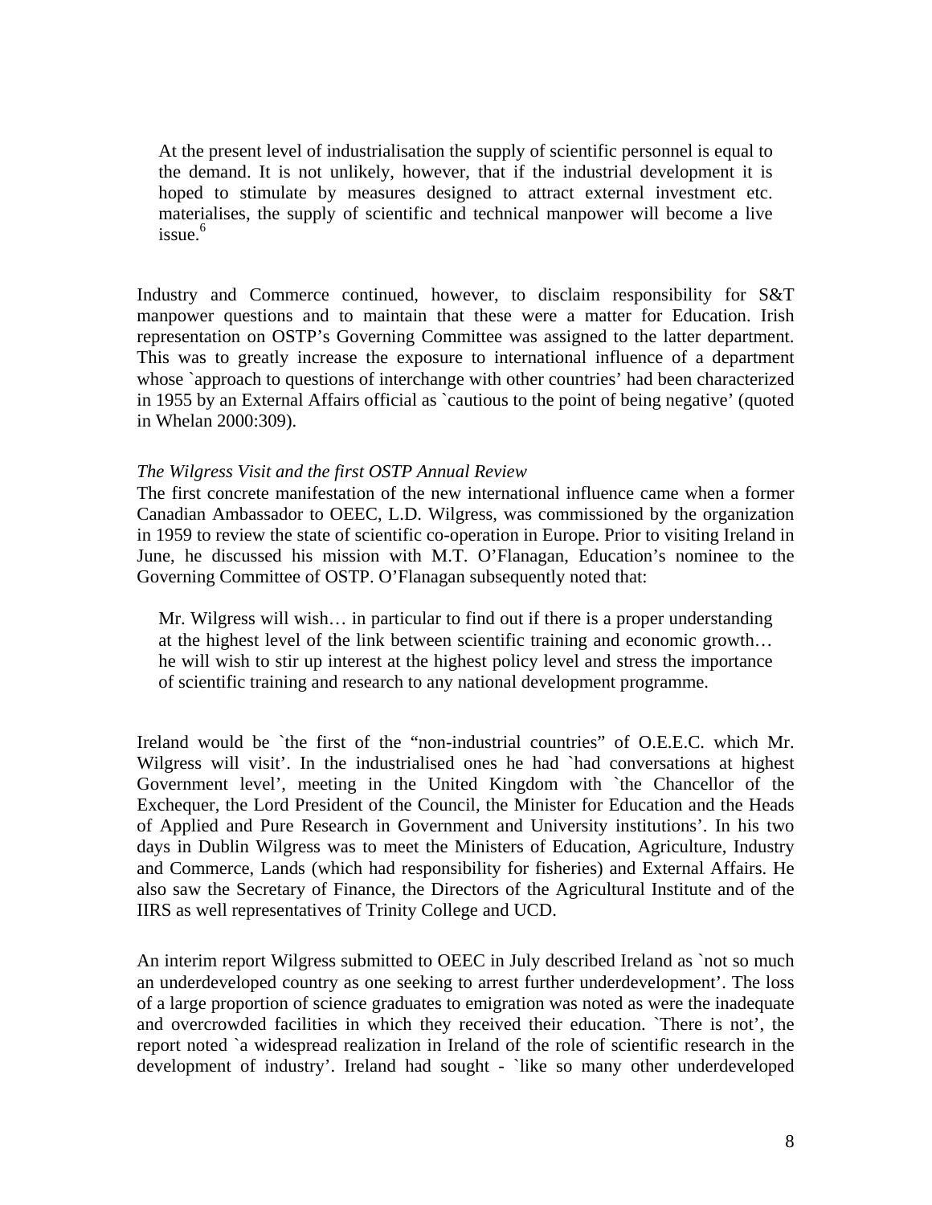> At the present level of industrialisation the supply of scientific personnel is equal to the demand. It is not unlikely, however, that if the industrial development it is hoped to stimulate by measures designed to attract external investment etc. materialises, the supply of scientific and technical manpower will become a live issue.[6]

Industry and Commerce continued, however, to disclaim responsibility for S&T manpower questions and to maintain that these were a matter for Education. Irish representation on OSTP's Governing Committee was assigned to the latter department. This was to greatly increase the exposure to international influence of a department whose `approach to questions of interchange with other countries' had been characterized in 1955 by an External Affairs official as `cautious to the point of being negative' (quoted in Whelan 2000:309).

*The Wilgress Visit and the first OSTP Annual Review*

The first concrete manifestation of the new international influence came when a former Canadian Ambassador to OEEC, L.D. Wilgress, was commissioned by the organization in 1959 to review the state of scientific co-operation in Europe. Prior to visiting Ireland in June, he discussed his mission with M.T. O'Flanagan, Education's nominee to the Governing Committee of OSTP. O'Flanagan subsequently noted that:

> Mr. Wilgress will wish… in particular to find out if there is a proper understanding at the highest level of the link between scientific training and economic growth… he will wish to stir up interest at the highest policy level and stress the importance of scientific training and research to any national development programme.

Ireland would be `the first of the "non-industrial countries" of O.E.E.C. which Mr. Wilgress will visit'. In the industrialised ones he had `had conversations at highest Government level', meeting in the United Kingdom with `the Chancellor of the Exchequer, the Lord President of the Council, the Minister for Education and the Heads of Applied and Pure Research in Government and University institutions'. In his two days in Dublin Wilgress was to meet the Ministers of Education, Agriculture, Industry and Commerce, Lands (which had responsibility for fisheries) and External Affairs. He also saw the Secretary of Finance, the Directors of the Agricultural Institute and of the IIRS as well representatives of Trinity College and UCD.

An interim report Wilgress submitted to OEEC in July described Ireland as `not so much an underdeveloped country as one seeking to arrest further underdevelopment'. The loss of a large proportion of science graduates to emigration was noted as were the inadequate and overcrowded facilities in which they received their education. `There is not', the report noted `a widespread realization in Ireland of the role of scientific research in the development of industry'. Ireland had sought - `like so many other underdeveloped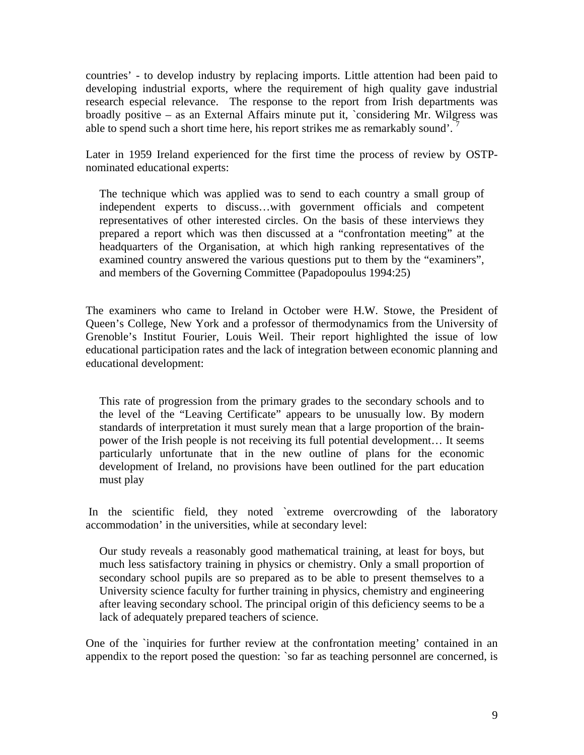countries' - to develop industry by replacing imports. Little attention had been paid to developing industrial exports, where the requirement of high quality gave industrial research especial relevance. The response to the report from Irish departments was broadly positive – as an External Affairs minute put it, `considering Mr. Wilgress was able to spend such a short time here, his report strikes me as remarkably sound'. [7]

Later in 1959 Ireland experienced for the first time the process of review by OSTP-nominated educational experts:

> The technique which was applied was to send to each country a small group of independent experts to discuss…with government officials and competent representatives of other interested circles. On the basis of these interviews they prepared a report which was then discussed at a "confrontation meeting" at the headquarters of the Organisation, at which high ranking representatives of the examined country answered the various questions put to them by the "examiners", and members of the Governing Committee (Papadopoulus 1994:25)

The examiners who came to Ireland in October were H.W. Stowe, the President of Queen's College, New York and a professor of thermodynamics from the University of Grenoble's Institut Fourier, Louis Weil. Their report highlighted the issue of low educational participation rates and the lack of integration between economic planning and educational development:

> This rate of progression from the primary grades to the secondary schools and to the level of the "Leaving Certificate" appears to be unusually low. By modern standards of interpretation it must surely mean that a large proportion of the brain-power of the Irish people is not receiving its full potential development… It seems particularly unfortunate that in the new outline of plans for the economic development of Ireland, no provisions have been outlined for the part education must play

In the scientific field, they noted `extreme overcrowding of the laboratory accommodation' in the universities, while at secondary level:

> Our study reveals a reasonably good mathematical training, at least for boys, but much less satisfactory training in physics or chemistry. Only a small proportion of secondary school pupils are so prepared as to be able to present themselves to a University science faculty for further training in physics, chemistry and engineering after leaving secondary school. The principal origin of this deficiency seems to be a lack of adequately prepared teachers of science.

One of the `inquiries for further review at the confrontation meeting' contained in an appendix to the report posed the question: `so far as teaching personnel are concerned, is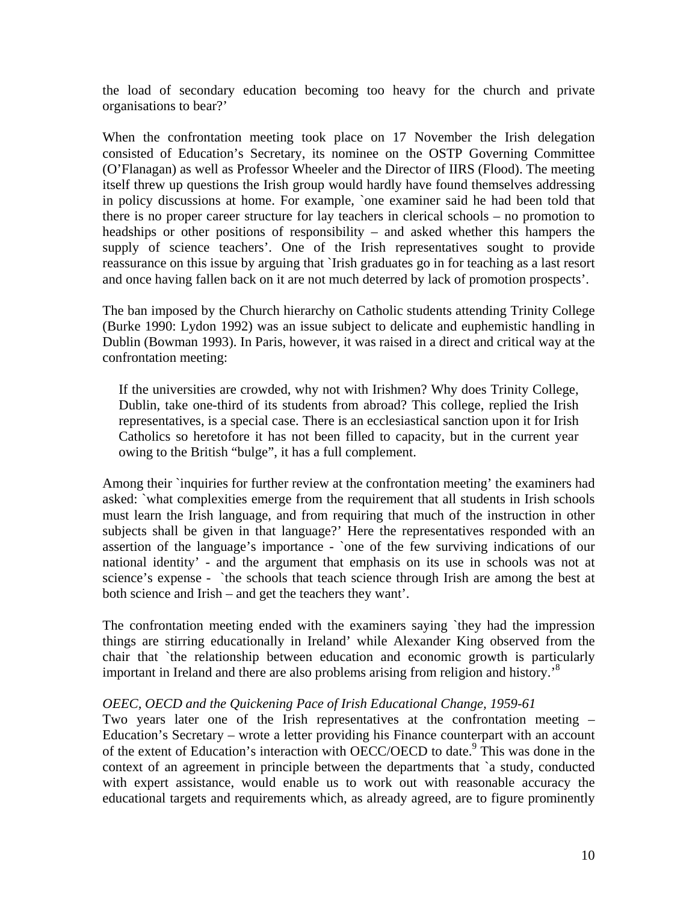the load of secondary education becoming too heavy for the church and private organisations to bear?'

When the confrontation meeting took place on 17 November the Irish delegation consisted of Education's Secretary, its nominee on the OSTP Governing Committee (O'Flanagan) as well as Professor Wheeler and the Director of IIRS (Flood). The meeting itself threw up questions the Irish group would hardly have found themselves addressing in policy discussions at home. For example, `one examiner said he had been told that there is no proper career structure for lay teachers in clerical schools – no promotion to headships or other positions of responsibility – and asked whether this hampers the supply of science teachers'. One of the Irish representatives sought to provide reassurance on this issue by arguing that `Irish graduates go in for teaching as a last resort and once having fallen back on it are not much deterred by lack of promotion prospects'.

The ban imposed by the Church hierarchy on Catholic students attending Trinity College (Burke 1990: Lydon 1992) was an issue subject to delicate and euphemistic handling in Dublin (Bowman 1993). In Paris, however, it was raised in a direct and critical way at the confrontation meeting:

> If the universities are crowded, why not with Irishmen? Why does Trinity College, Dublin, take one-third of its students from abroad? This college, replied the Irish representatives, is a special case. There is an ecclesiastical sanction upon it for Irish Catholics so heretofore it has not been filled to capacity, but in the current year owing to the British "bulge", it has a full complement.

Among their `inquiries for further review at the confrontation meeting' the examiners had asked: `what complexities emerge from the requirement that all students in Irish schools must learn the Irish language, and from requiring that much of the instruction in other subjects shall be given in that language?' Here the representatives responded with an assertion of the language's importance - `one of the few surviving indications of our national identity' - and the argument that emphasis on its use in schools was not at science's expense - `the schools that teach science through Irish are among the best at both science and Irish – and get the teachers they want'.

The confrontation meeting ended with the examiners saying `they had the impression things are stirring educationally in Ireland' while Alexander King observed from the chair that `the relationship between education and economic growth is particularly important in Ireland and there are also problems arising from religion and history.'[8]

*OEEC, OECD and the Quickening Pace of Irish Educational Change, 1959-61*

Two years later one of the Irish representatives at the confrontation meeting – Education's Secretary – wrote a letter providing his Finance counterpart with an account of the extent of Education's interaction with OECC/OECD to date.[9] This was done in the context of an agreement in principle between the departments that `a study, conducted with expert assistance, would enable us to work out with reasonable accuracy the educational targets and requirements which, as already agreed, are to figure prominently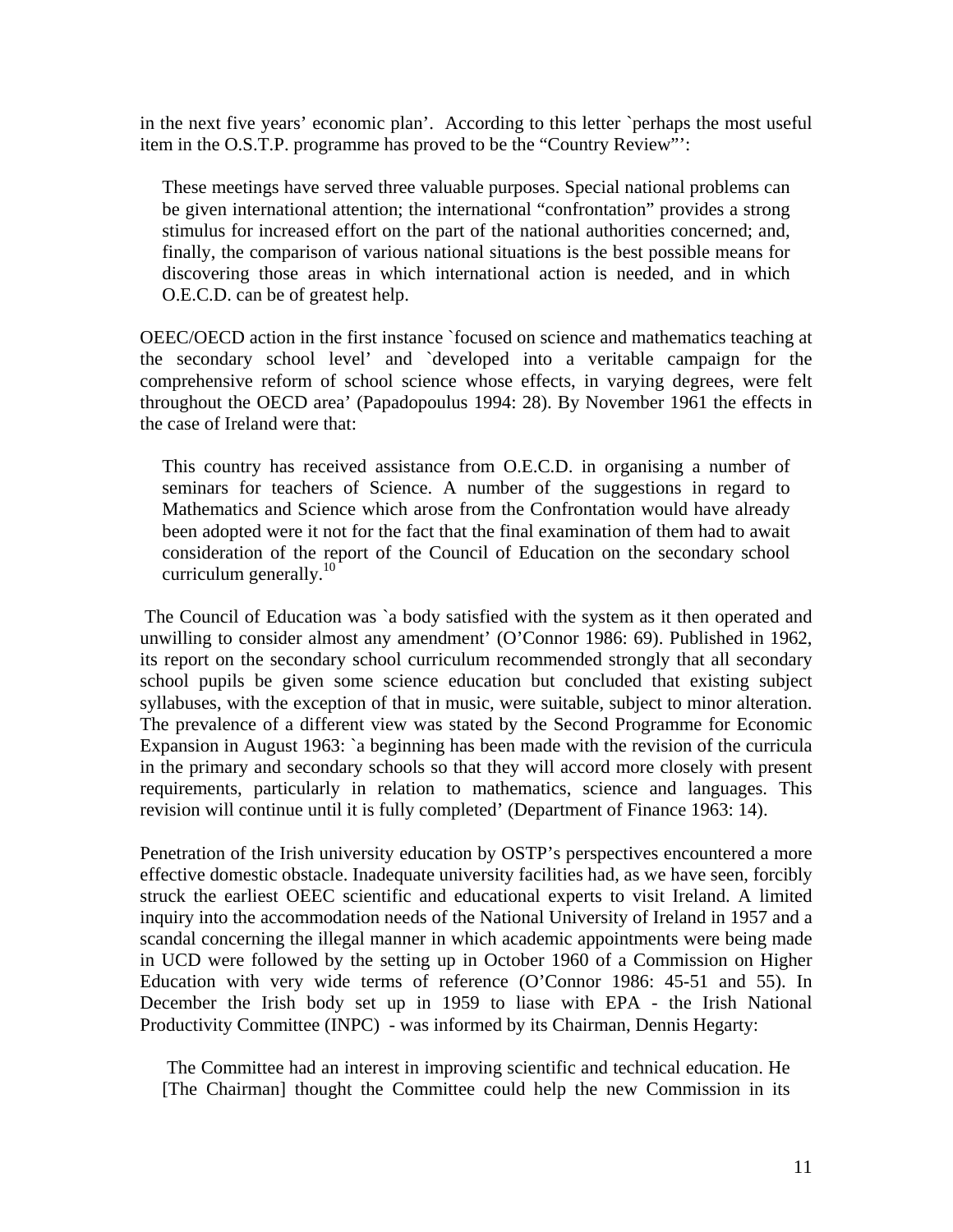in the next five years' economic plan'. According to this letter `perhaps the most useful item in the O.S.T.P. programme has proved to be the "Country Review"':

> These meetings have served three valuable purposes. Special national problems can be given international attention; the international "confrontation" provides a strong stimulus for increased effort on the part of the national authorities concerned; and, finally, the comparison of various national situations is the best possible means for discovering those areas in which international action is needed, and in which O.E.C.D. can be of greatest help.

OEEC/OECD action in the first instance `focused on science and mathematics teaching at the secondary school level' and `developed into a veritable campaign for the comprehensive reform of school science whose effects, in varying degrees, were felt throughout the OECD area' (Papadopoulus 1994: 28). By November 1961 the effects in the case of Ireland were that:

> This country has received assistance from O.E.C.D. in organising a number of seminars for teachers of Science. A number of the suggestions in regard to Mathematics and Science which arose from the Confrontation would have already been adopted were it not for the fact that the final examination of them had to await consideration of the report of the Council of Education on the secondary school curriculum generally.[10]

The Council of Education was `a body satisfied with the system as it then operated and unwilling to consider almost any amendment' (O'Connor 1986: 69). Published in 1962, its report on the secondary school curriculum recommended strongly that all secondary school pupils be given some science education but concluded that existing subject syllabuses, with the exception of that in music, were suitable, subject to minor alteration. The prevalence of a different view was stated by the Second Programme for Economic Expansion in August 1963: `a beginning has been made with the revision of the curricula in the primary and secondary schools so that they will accord more closely with present requirements, particularly in relation to mathematics, science and languages. This revision will continue until it is fully completed' (Department of Finance 1963: 14).

Penetration of the Irish university education by OSTP's perspectives encountered a more effective domestic obstacle. Inadequate university facilities had, as we have seen, forcibly struck the earliest OEEC scientific and educational experts to visit Ireland. A limited inquiry into the accommodation needs of the National University of Ireland in 1957 and a scandal concerning the illegal manner in which academic appointments were being made in UCD were followed by the setting up in October 1960 of a Commission on Higher Education with very wide terms of reference (O'Connor 1986: 45-51 and 55). In December the Irish body set up in 1959 to liase with EPA - the Irish National Productivity Committee (INPC) - was informed by its Chairman, Dennis Hegarty:

> The Committee had an interest in improving scientific and technical education. He [The Chairman] thought the Committee could help the new Commission in its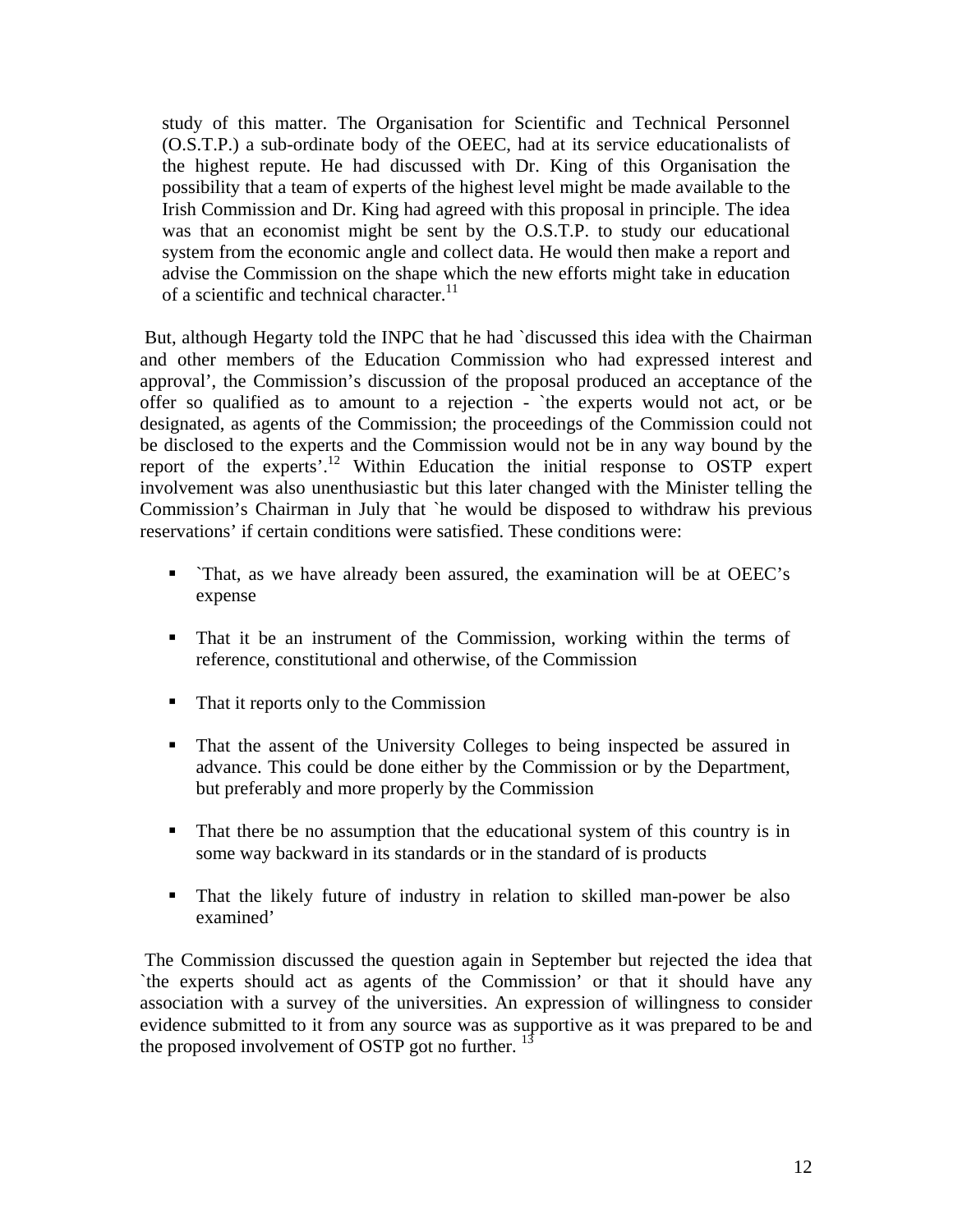study of this matter. The Organisation for Scientific and Technical Personnel (O.S.T.P.) a sub-ordinate body of the OEEC, had at its service educationalists of the highest repute. He had discussed with Dr. King of this Organisation the possibility that a team of experts of the highest level might be made available to the Irish Commission and Dr. King had agreed with this proposal in principle. The idea was that an economist might be sent by the O.S.T.P. to study our educational system from the economic angle and collect data. He would then make a report and advise the Commission on the shape which the new efforts might take in education of a scientific and technical character.[11]

But, although Hegarty told the INPC that he had `discussed this idea with the Chairman and other members of the Education Commission who had expressed interest and approval', the Commission's discussion of the proposal produced an acceptance of the offer so qualified as to amount to a rejection - `the experts would not act, or be designated, as agents of the Commission; the proceedings of the Commission could not be disclosed to the experts and the Commission would not be in any way bound by the report of the experts'.[12] Within Education the initial response to OSTP expert involvement was also unenthusiastic but this later changed with the Minister telling the Commission's Chairman in July that `he would be disposed to withdraw his previous reservations' if certain conditions were satisfied. These conditions were:

- `That, as we have already been assured, the examination will be at OEEC's expense
- That it be an instrument of the Commission, working within the terms of reference, constitutional and otherwise, of the Commission
- That it reports only to the Commission
- That the assent of the University Colleges to being inspected be assured in advance. This could be done either by the Commission or by the Department, but preferably and more properly by the Commission
- That there be no assumption that the educational system of this country is in some way backward in its standards or in the standard of is products
- That the likely future of industry in relation to skilled man-power be also examined'

The Commission discussed the question again in September but rejected the idea that `the experts should act as agents of the Commission' or that it should have any association with a survey of the universities. An expression of willingness to consider evidence submitted to it from any source was as supportive as it was prepared to be and the proposed involvement of OSTP got no further. [13]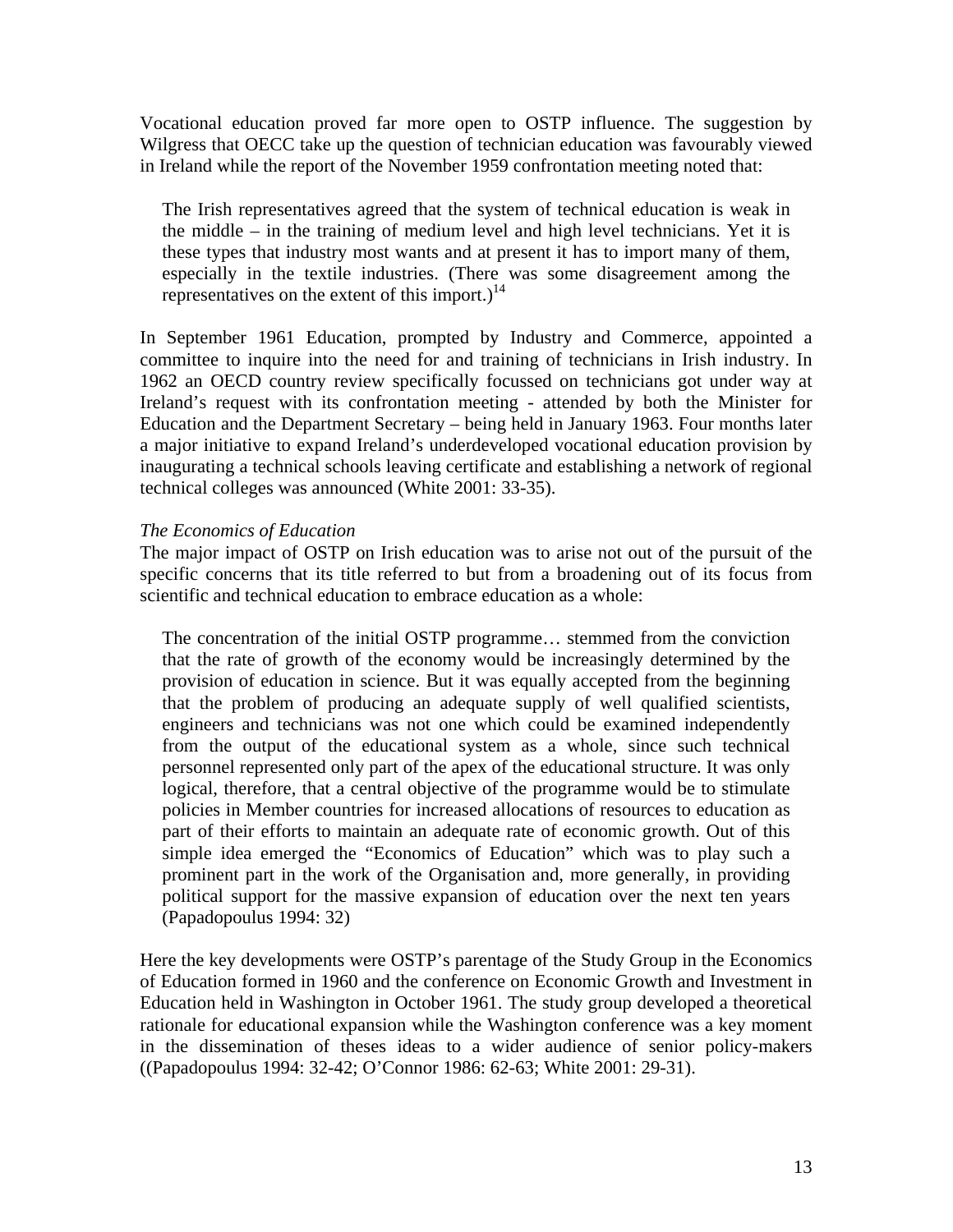Vocational education proved far more open to OSTP influence. The suggestion by Wilgress that OECC take up the question of technician education was favourably viewed in Ireland while the report of the November 1959 confrontation meeting noted that:

> The Irish representatives agreed that the system of technical education is weak in the middle – in the training of medium level and high level technicians. Yet it is these types that industry most wants and at present it has to import many of them, especially in the textile industries. (There was some disagreement among the representatives on the extent of this import.)[14]

In September 1961 Education, prompted by Industry and Commerce, appointed a committee to inquire into the need for and training of technicians in Irish industry. In 1962 an OECD country review specifically focussed on technicians got under way at Ireland's request with its confrontation meeting - attended by both the Minister for Education and the Department Secretary – being held in January 1963. Four months later a major initiative to expand Ireland's underdeveloped vocational education provision by inaugurating a technical schools leaving certificate and establishing a network of regional technical colleges was announced (White 2001: 33-35).

*The Economics of Education*

The major impact of OSTP on Irish education was to arise not out of the pursuit of the specific concerns that its title referred to but from a broadening out of its focus from scientific and technical education to embrace education as a whole:

> The concentration of the initial OSTP programme… stemmed from the conviction that the rate of growth of the economy would be increasingly determined by the provision of education in science. But it was equally accepted from the beginning that the problem of producing an adequate supply of well qualified scientists, engineers and technicians was not one which could be examined independently from the output of the educational system as a whole, since such technical personnel represented only part of the apex of the educational structure. It was only logical, therefore, that a central objective of the programme would be to stimulate policies in Member countries for increased allocations of resources to education as part of their efforts to maintain an adequate rate of economic growth. Out of this simple idea emerged the "Economics of Education" which was to play such a prominent part in the work of the Organisation and, more generally, in providing political support for the massive expansion of education over the next ten years (Papadopoulus 1994: 32)

Here the key developments were OSTP's parentage of the Study Group in the Economics of Education formed in 1960 and the conference on Economic Growth and Investment in Education held in Washington in October 1961. The study group developed a theoretical rationale for educational expansion while the Washington conference was a key moment in the dissemination of theses ideas to a wider audience of senior policy-makers ((Papadopoulus 1994: 32-42; O'Connor 1986: 62-63; White 2001: 29-31).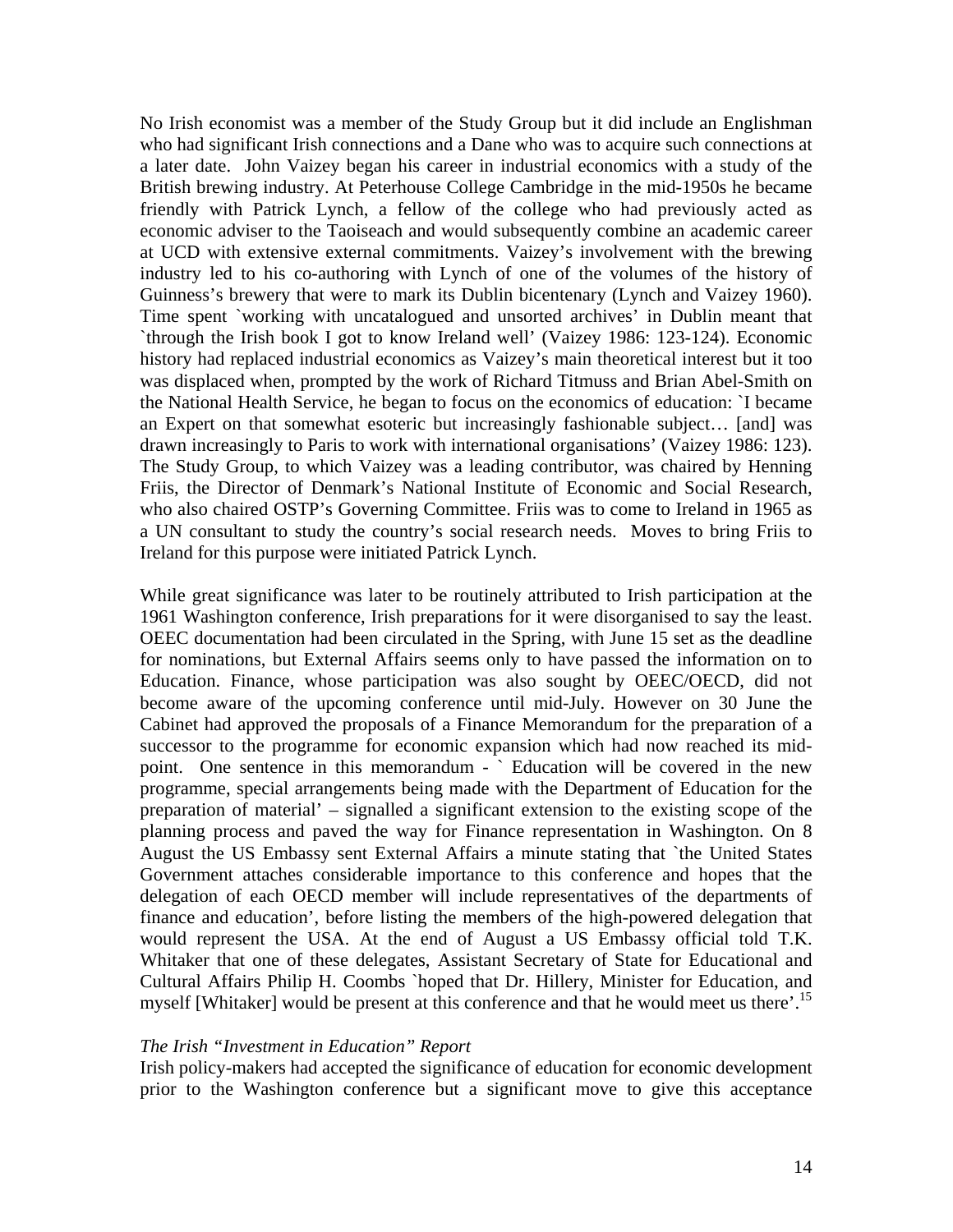No Irish economist was a member of the Study Group but it did include an Englishman who had significant Irish connections and a Dane who was to acquire such connections at a later date. John Vaizey began his career in industrial economics with a study of the British brewing industry. At Peterhouse College Cambridge in the mid-1950s he became friendly with Patrick Lynch, a fellow of the college who had previously acted as economic adviser to the Taoiseach and would subsequently combine an academic career at UCD with extensive external commitments. Vaizey's involvement with the brewing industry led to his co-authoring with Lynch of one of the volumes of the history of Guinness's brewery that were to mark its Dublin bicentenary (Lynch and Vaizey 1960). Time spent `working with uncatalogued and unsorted archives' in Dublin meant that `through the Irish book I got to know Ireland well' (Vaizey 1986: 123-124). Economic history had replaced industrial economics as Vaizey's main theoretical interest but it too was displaced when, prompted by the work of Richard Titmuss and Brian Abel-Smith on the National Health Service, he began to focus on the economics of education: `I became an Expert on that somewhat esoteric but increasingly fashionable subject… [and] was drawn increasingly to Paris to work with international organisations' (Vaizey 1986: 123). The Study Group, to which Vaizey was a leading contributor, was chaired by Henning Friis, the Director of Denmark's National Institute of Economic and Social Research, who also chaired OSTP's Governing Committee. Friis was to come to Ireland in 1965 as a UN consultant to study the country's social research needs. Moves to bring Friis to Ireland for this purpose were initiated Patrick Lynch.

While great significance was later to be routinely attributed to Irish participation at the 1961 Washington conference, Irish preparations for it were disorganised to say the least. OEEC documentation had been circulated in the Spring, with June 15 set as the deadline for nominations, but External Affairs seems only to have passed the information on to Education. Finance, whose participation was also sought by OEEC/OECD, did not become aware of the upcoming conference until mid-July. However on 30 June the Cabinet had approved the proposals of a Finance Memorandum for the preparation of a successor to the programme for economic expansion which had now reached its mid-point. One sentence in this memorandum - ` Education will be covered in the new programme, special arrangements being made with the Department of Education for the preparation of material' – signalled a significant extension to the existing scope of the planning process and paved the way for Finance representation in Washington. On 8 August the US Embassy sent External Affairs a minute stating that `the United States Government attaches considerable importance to this conference and hopes that the delegation of each OECD member will include representatives of the departments of finance and education', before listing the members of the high-powered delegation that would represent the USA. At the end of August a US Embassy official told T.K. Whitaker that one of these delegates, Assistant Secretary of State for Educational and Cultural Affairs Philip H. Coombs `hoped that Dr. Hillery, Minister for Education, and myself [Whitaker] would be present at this conference and that he would meet us there'.[15]

*The Irish "Investment in Education" Report*

Irish policy-makers had accepted the significance of education for economic development prior to the Washington conference but a significant move to give this acceptance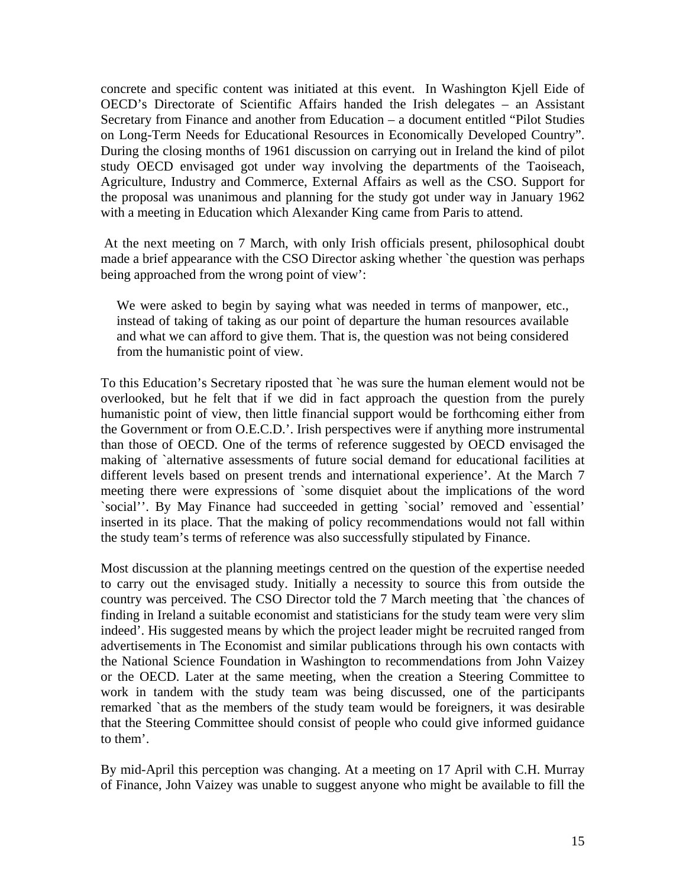concrete and specific content was initiated at this event. In Washington Kjell Eide of OECD's Directorate of Scientific Affairs handed the Irish delegates – an Assistant Secretary from Finance and another from Education – a document entitled "Pilot Studies on Long-Term Needs for Educational Resources in Economically Developed Country". During the closing months of 1961 discussion on carrying out in Ireland the kind of pilot study OECD envisaged got under way involving the departments of the Taoiseach, Agriculture, Industry and Commerce, External Affairs as well as the CSO. Support for the proposal was unanimous and planning for the study got under way in January 1962 with a meeting in Education which Alexander King came from Paris to attend.

At the next meeting on 7 March, with only Irish officials present, philosophical doubt made a brief appearance with the CSO Director asking whether `the question was perhaps being approached from the wrong point of view':

> We were asked to begin by saying what was needed in terms of manpower, etc., instead of taking of taking as our point of departure the human resources available and what we can afford to give them. That is, the question was not being considered from the humanistic point of view.

To this Education's Secretary riposted that `he was sure the human element would not be overlooked, but he felt that if we did in fact approach the question from the purely humanistic point of view, then little financial support would be forthcoming either from the Government or from O.E.C.D.'. Irish perspectives were if anything more instrumental than those of OECD. One of the terms of reference suggested by OECD envisaged the making of `alternative assessments of future social demand for educational facilities at different levels based on present trends and international experience'. At the March 7 meeting there were expressions of `some disquiet about the implications of the word `social''. By May Finance had succeeded in getting `social' removed and `essential' inserted in its place. That the making of policy recommendations would not fall within the study team's terms of reference was also successfully stipulated by Finance.

Most discussion at the planning meetings centred on the question of the expertise needed to carry out the envisaged study. Initially a necessity to source this from outside the country was perceived. The CSO Director told the 7 March meeting that `the chances of finding in Ireland a suitable economist and statisticians for the study team were very slim indeed'. His suggested means by which the project leader might be recruited ranged from advertisements in The Economist and similar publications through his own contacts with the National Science Foundation in Washington to recommendations from John Vaizey or the OECD. Later at the same meeting, when the creation a Steering Committee to work in tandem with the study team was being discussed, one of the participants remarked `that as the members of the study team would be foreigners, it was desirable that the Steering Committee should consist of people who could give informed guidance to them'.

By mid-April this perception was changing. At a meeting on 17 April with C.H. Murray of Finance, John Vaizey was unable to suggest anyone who might be available to fill the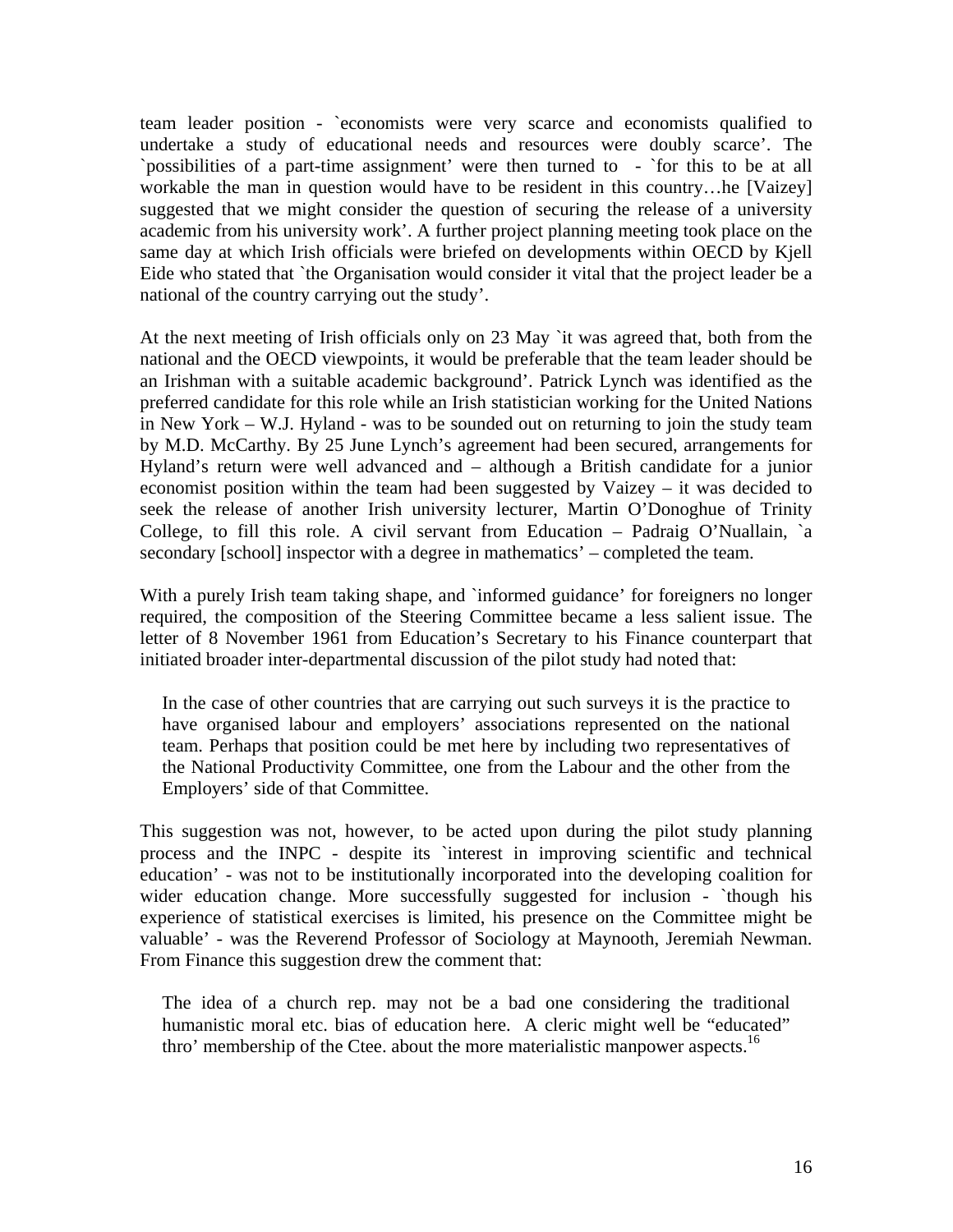team leader position - `economists were very scarce and economists qualified to undertake a study of educational needs and resources were doubly scarce'. The `possibilities of a part-time assignment' were then turned to - `for this to be at all workable the man in question would have to be resident in this country…he [Vaizey] suggested that we might consider the question of securing the release of a university academic from his university work'. A further project planning meeting took place on the same day at which Irish officials were briefed on developments within OECD by Kjell Eide who stated that `the Organisation would consider it vital that the project leader be a national of the country carrying out the study'.

At the next meeting of Irish officials only on 23 May `it was agreed that, both from the national and the OECD viewpoints, it would be preferable that the team leader should be an Irishman with a suitable academic background'. Patrick Lynch was identified as the preferred candidate for this role while an Irish statistician working for the United Nations in New York – W.J. Hyland - was to be sounded out on returning to join the study team by M.D. McCarthy. By 25 June Lynch's agreement had been secured, arrangements for Hyland's return were well advanced and – although a British candidate for a junior economist position within the team had been suggested by Vaizey – it was decided to seek the release of another Irish university lecturer, Martin O'Donoghue of Trinity College, to fill this role. A civil servant from Education – Padraig O'Nuallain, `a secondary [school] inspector with a degree in mathematics' – completed the team.

With a purely Irish team taking shape, and `informed guidance' for foreigners no longer required, the composition of the Steering Committee became a less salient issue. The letter of 8 November 1961 from Education's Secretary to his Finance counterpart that initiated broader inter-departmental discussion of the pilot study had noted that:

> In the case of other countries that are carrying out such surveys it is the practice to have organised labour and employers' associations represented on the national team. Perhaps that position could be met here by including two representatives of the National Productivity Committee, one from the Labour and the other from the Employers' side of that Committee.

This suggestion was not, however, to be acted upon during the pilot study planning process and the INPC - despite its `interest in improving scientific and technical education' - was not to be institutionally incorporated into the developing coalition for wider education change. More successfully suggested for inclusion - `though his experience of statistical exercises is limited, his presence on the Committee might be valuable' - was the Reverend Professor of Sociology at Maynooth, Jeremiah Newman. From Finance this suggestion drew the comment that:

> The idea of a church rep. may not be a bad one considering the traditional humanistic moral etc. bias of education here. A cleric might well be "educated" thro' membership of the Ctee. about the more materialistic manpower aspects.[16]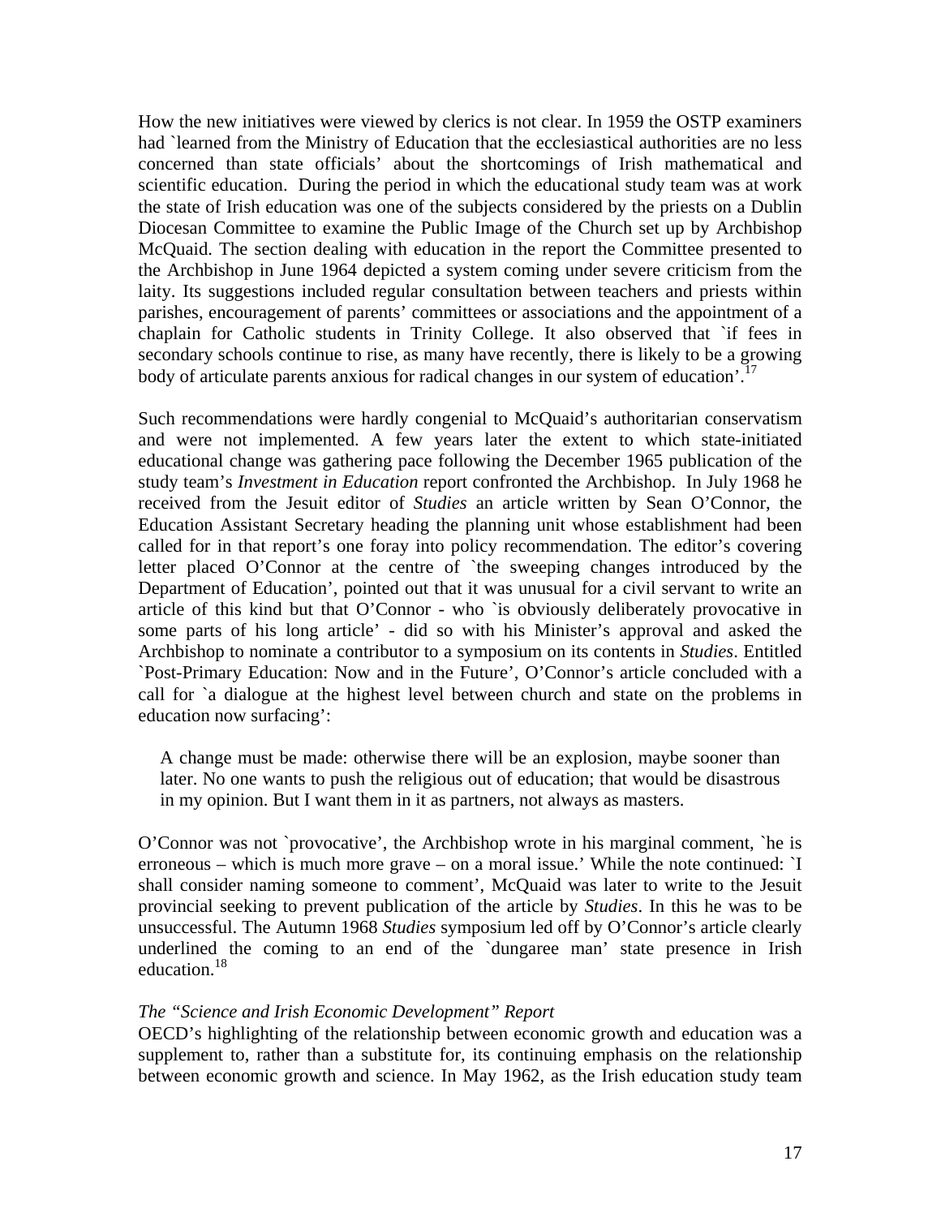How the new initiatives were viewed by clerics is not clear. In 1959 the OSTP examiners had `learned from the Ministry of Education that the ecclesiastical authorities are no less concerned than state officials' about the shortcomings of Irish mathematical and scientific education. During the period in which the educational study team was at work the state of Irish education was one of the subjects considered by the priests on a Dublin Diocesan Committee to examine the Public Image of the Church set up by Archbishop McQuaid. The section dealing with education in the report the Committee presented to the Archbishop in June 1964 depicted a system coming under severe criticism from the laity. Its suggestions included regular consultation between teachers and priests within parishes, encouragement of parents' committees or associations and the appointment of a chaplain for Catholic students in Trinity College. It also observed that `if fees in secondary schools continue to rise, as many have recently, there is likely to be a growing body of articulate parents anxious for radical changes in our system of education'.[17]

Such recommendations were hardly congenial to McQuaid's authoritarian conservatism and were not implemented. A few years later the extent to which state-initiated educational change was gathering pace following the December 1965 publication of the study team's *Investment in Education* report confronted the Archbishop. In July 1968 he received from the Jesuit editor of *Studies* an article written by Sean O'Connor, the Education Assistant Secretary heading the planning unit whose establishment had been called for in that report's one foray into policy recommendation. The editor's covering letter placed O'Connor at the centre of `the sweeping changes introduced by the Department of Education', pointed out that it was unusual for a civil servant to write an article of this kind but that O'Connor - who `is obviously deliberately provocative in some parts of his long article' - did so with his Minister's approval and asked the Archbishop to nominate a contributor to a symposium on its contents in *Studies*. Entitled `Post-Primary Education: Now and in the Future', O'Connor's article concluded with a call for `a dialogue at the highest level between church and state on the problems in education now surfacing':

> A change must be made: otherwise there will be an explosion, maybe sooner than later. No one wants to push the religious out of education; that would be disastrous in my opinion. But I want them in it as partners, not always as masters.

O'Connor was not `provocative', the Archbishop wrote in his marginal comment, `he is erroneous – which is much more grave – on a moral issue.' While the note continued: `I shall consider naming someone to comment', McQuaid was later to write to the Jesuit provincial seeking to prevent publication of the article by *Studies*. In this he was to be unsuccessful. The Autumn 1968 *Studies* symposium led off by O'Connor's article clearly underlined the coming to an end of the `dungaree man' state presence in Irish education.[18]

*The "Science and Irish Economic Development" Report*

OECD's highlighting of the relationship between economic growth and education was a supplement to, rather than a substitute for, its continuing emphasis on the relationship between economic growth and science. In May 1962, as the Irish education study team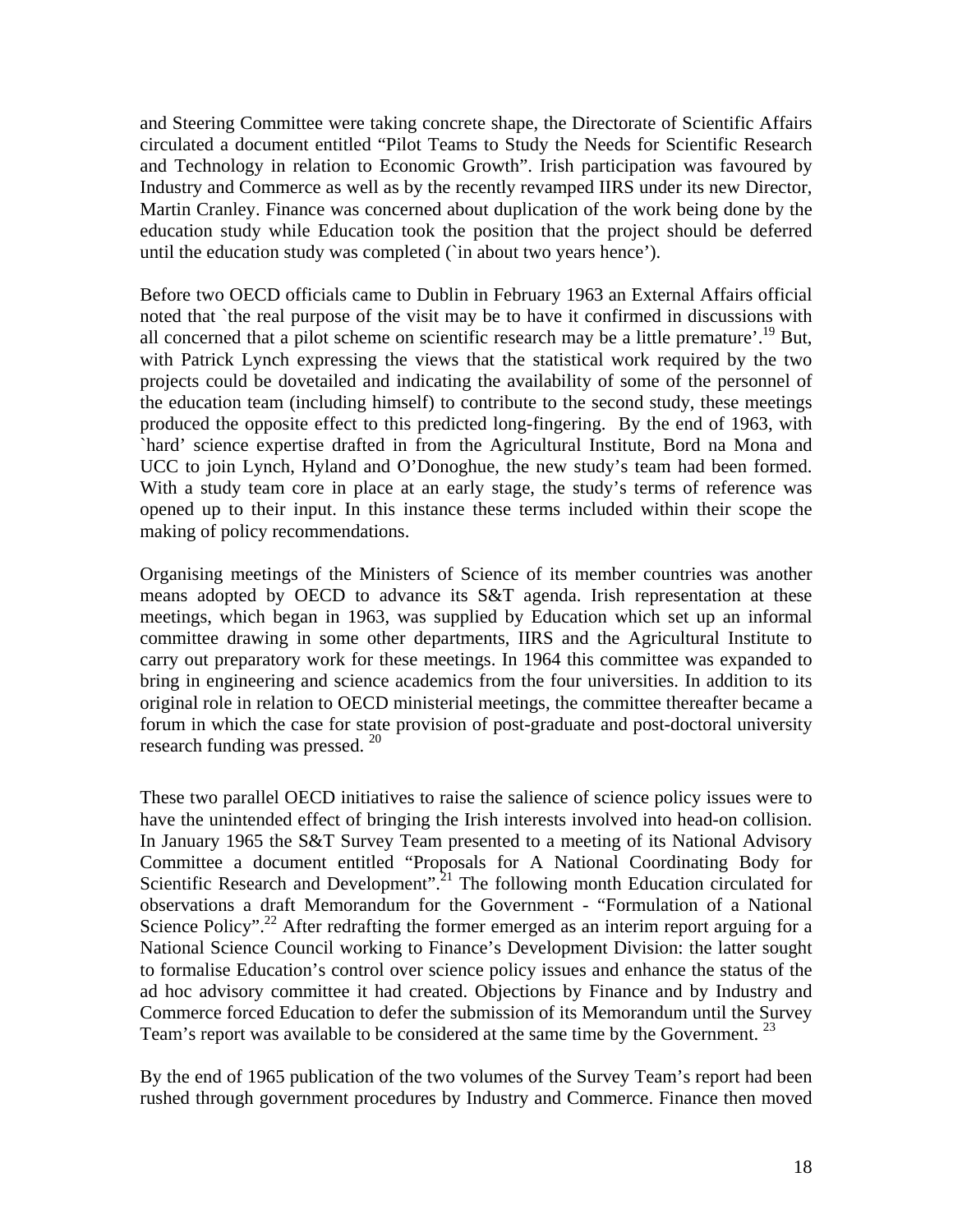and Steering Committee were taking concrete shape, the Directorate of Scientific Affairs circulated a document entitled "Pilot Teams to Study the Needs for Scientific Research and Technology in relation to Economic Growth". Irish participation was favoured by Industry and Commerce as well as by the recently revamped IIRS under its new Director, Martin Cranley. Finance was concerned about duplication of the work being done by the education study while Education took the position that the project should be deferred until the education study was completed (`in about two years hence').

Before two OECD officials came to Dublin in February 1963 an External Affairs official noted that `the real purpose of the visit may be to have it confirmed in discussions with all concerned that a pilot scheme on scientific research may be a little premature'.[19] But, with Patrick Lynch expressing the views that the statistical work required by the two projects could be dovetailed and indicating the availability of some of the personnel of the education team (including himself) to contribute to the second study, these meetings produced the opposite effect to this predicted long-fingering. By the end of 1963, with `hard' science expertise drafted in from the Agricultural Institute, Bord na Mona and UCC to join Lynch, Hyland and O'Donoghue, the new study's team had been formed. With a study team core in place at an early stage, the study's terms of reference was opened up to their input. In this instance these terms included within their scope the making of policy recommendations.

Organising meetings of the Ministers of Science of its member countries was another means adopted by OECD to advance its S&T agenda. Irish representation at these meetings, which began in 1963, was supplied by Education which set up an informal committee drawing in some other departments, IIRS and the Agricultural Institute to carry out preparatory work for these meetings. In 1964 this committee was expanded to bring in engineering and science academics from the four universities. In addition to its original role in relation to OECD ministerial meetings, the committee thereafter became a forum in which the case for state provision of post-graduate and post-doctoral university research funding was pressed.[20]

These two parallel OECD initiatives to raise the salience of science policy issues were to have the unintended effect of bringing the Irish interests involved into head-on collision. In January 1965 the S&T Survey Team presented to a meeting of its National Advisory Committee a document entitled "Proposals for A National Coordinating Body for Scientific Research and Development".[21] The following month Education circulated for observations a draft Memorandum for the Government - "Formulation of a National Science Policy".[22] After redrafting the former emerged as an interim report arguing for a National Science Council working to Finance's Development Division: the latter sought to formalise Education's control over science policy issues and enhance the status of the ad hoc advisory committee it had created. Objections by Finance and by Industry and Commerce forced Education to defer the submission of its Memorandum until the Survey Team's report was available to be considered at the same time by the Government.[23]

By the end of 1965 publication of the two volumes of the Survey Team's report had been rushed through government procedures by Industry and Commerce. Finance then moved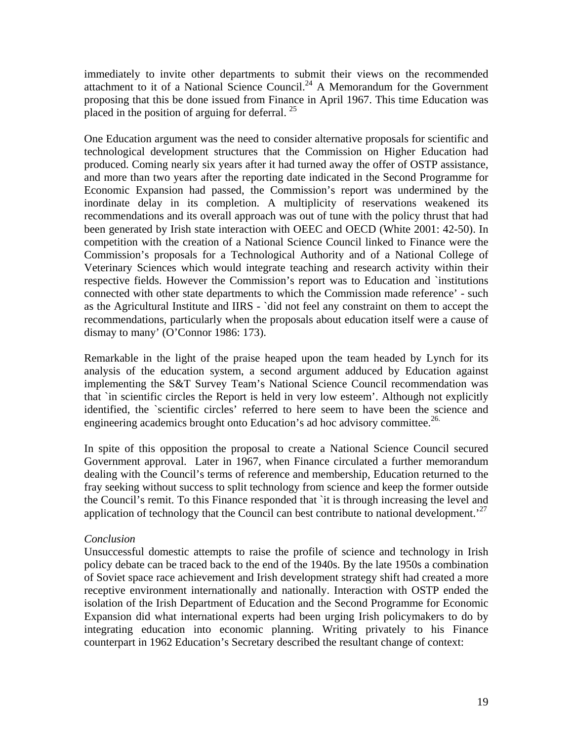immediately to invite other departments to submit their views on the recommended attachment to it of a National Science Council.[24] A Memorandum for the Government proposing that this be done issued from Finance in April 1967. This time Education was placed in the position of arguing for deferral. [25]

One Education argument was the need to consider alternative proposals for scientific and technological development structures that the Commission on Higher Education had produced. Coming nearly six years after it had turned away the offer of OSTP assistance, and more than two years after the reporting date indicated in the Second Programme for Economic Expansion had passed, the Commission's report was undermined by the inordinate delay in its completion. A multiplicity of reservations weakened its recommendations and its overall approach was out of tune with the policy thrust that had been generated by Irish state interaction with OEEC and OECD (White 2001: 42-50). In competition with the creation of a National Science Council linked to Finance were the Commission's proposals for a Technological Authority and of a National College of Veterinary Sciences which would integrate teaching and research activity within their respective fields. However the Commission's report was to Education and `institutions connected with other state departments to which the Commission made reference' - such as the Agricultural Institute and IIRS - `did not feel any constraint on them to accept the recommendations, particularly when the proposals about education itself were a cause of dismay to many' (O'Connor 1986: 173).

Remarkable in the light of the praise heaped upon the team headed by Lynch for its analysis of the education system, a second argument adduced by Education against implementing the S&T Survey Team's National Science Council recommendation was that `in scientific circles the Report is held in very low esteem'. Although not explicitly identified, the `scientific circles' referred to here seem to have been the science and engineering academics brought onto Education's ad hoc advisory committee.[26.]

In spite of this opposition the proposal to create a National Science Council secured Government approval. Later in 1967, when Finance circulated a further memorandum dealing with the Council's terms of reference and membership, Education returned to the fray seeking without success to split technology from science and keep the former outside the Council's remit. To this Finance responded that `it is through increasing the level and application of technology that the Council can best contribute to national development.'[27]

*Conclusion*

Unsuccessful domestic attempts to raise the profile of science and technology in Irish policy debate can be traced back to the end of the 1940s. By the late 1950s a combination of Soviet space race achievement and Irish development strategy shift had created a more receptive environment internationally and nationally. Interaction with OSTP ended the isolation of the Irish Department of Education and the Second Programme for Economic Expansion did what international experts had been urging Irish policymakers to do by integrating education into economic planning. Writing privately to his Finance counterpart in 1962 Education's Secretary described the resultant change of context: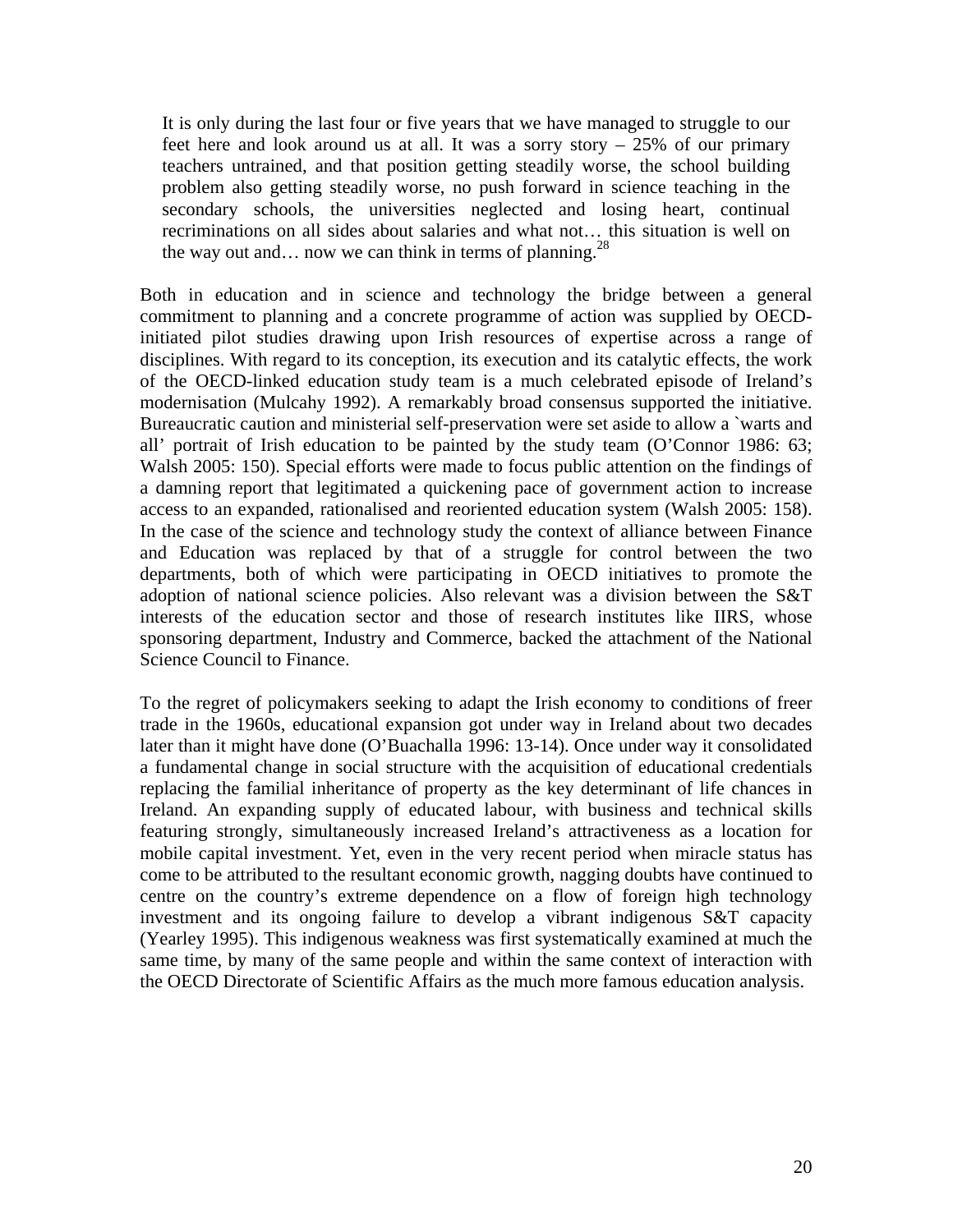> It is only during the last four or five years that we have managed to struggle to our feet here and look around us at all. It was a sorry story – 25% of our primary teachers untrained, and that position getting steadily worse, the school building problem also getting steadily worse, no push forward in science teaching in the secondary schools, the universities neglected and losing heart, continual recriminations on all sides about salaries and what not… this situation is well on the way out and… now we can think in terms of planning.[28]

Both in education and in science and technology the bridge between a general commitment to planning and a concrete programme of action was supplied by OECD-initiated pilot studies drawing upon Irish resources of expertise across a range of disciplines. With regard to its conception, its execution and its catalytic effects, the work of the OECD-linked education study team is a much celebrated episode of Ireland's modernisation (Mulcahy 1992). A remarkably broad consensus supported the initiative. Bureaucratic caution and ministerial self-preservation were set aside to allow a `warts and all' portrait of Irish education to be painted by the study team (O'Connor 1986: 63; Walsh 2005: 150). Special efforts were made to focus public attention on the findings of a damning report that legitimated a quickening pace of government action to increase access to an expanded, rationalised and reoriented education system (Walsh 2005: 158). In the case of the science and technology study the context of alliance between Finance and Education was replaced by that of a struggle for control between the two departments, both of which were participating in OECD initiatives to promote the adoption of national science policies. Also relevant was a division between the S&T interests of the education sector and those of research institutes like IIRS, whose sponsoring department, Industry and Commerce, backed the attachment of the National Science Council to Finance.

To the regret of policymakers seeking to adapt the Irish economy to conditions of freer trade in the 1960s, educational expansion got under way in Ireland about two decades later than it might have done (O'Buachalla 1996: 13-14). Once under way it consolidated a fundamental change in social structure with the acquisition of educational credentials replacing the familial inheritance of property as the key determinant of life chances in Ireland. An expanding supply of educated labour, with business and technical skills featuring strongly, simultaneously increased Ireland's attractiveness as a location for mobile capital investment. Yet, even in the very recent period when miracle status has come to be attributed to the resultant economic growth, nagging doubts have continued to centre on the country's extreme dependence on a flow of foreign high technology investment and its ongoing failure to develop a vibrant indigenous S&T capacity (Yearley 1995). This indigenous weakness was first systematically examined at much the same time, by many of the same people and within the same context of interaction with the OECD Directorate of Scientific Affairs as the much more famous education analysis.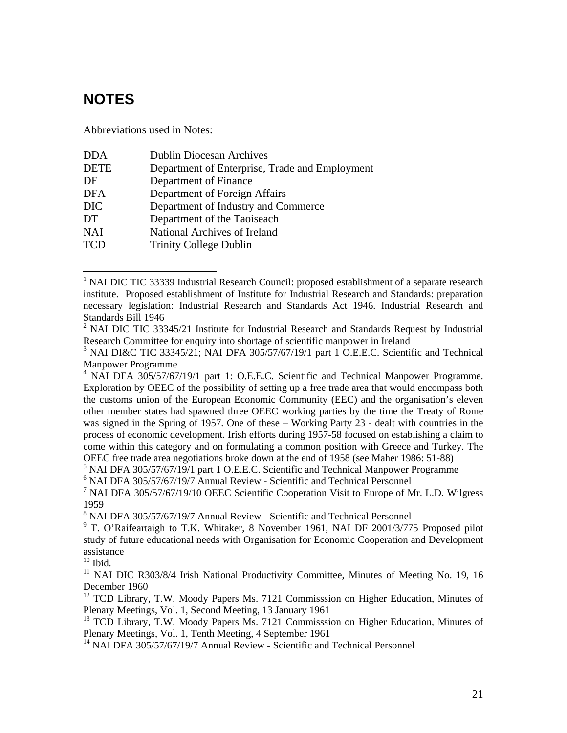# NOTES

Abbreviations used in Notes:

| | |
|---|---|
| DDA | Dublin Diocesan Archives |
| DETE | Department of Enterprise, Trade and Employment |
| DF | Department of Finance |
| DFA | Department of Foreign Affairs |
| DIC | Department of Industry and Commerce |
| DT | Department of the Taoiseach |
| NAI | National Archives of Ireland |
| TCD | Trinity College Dublin |

[1] NAI DIC TIC 33339 Industrial Research Council: proposed establishment of a separate research institute. Proposed establishment of Institute for Industrial Research and Standards: preparation necessary legislation: Industrial Research and Standards Act 1946. Industrial Research and Standards Bill 1946

[2] NAI DIC TIC 33345/21 Institute for Industrial Research and Standards Request by Industrial Research Committee for enquiry into shortage of scientific manpower in Ireland

[3] NAI DI&C TIC 33345/21; NAI DFA 305/57/67/19/1 part 1 O.E.E.C. Scientific and Technical Manpower Programme

[4] NAI DFA 305/57/67/19/1 part 1: O.E.E.C. Scientific and Technical Manpower Programme. Exploration by OEEC of the possibility of setting up a free trade area that would encompass both the customs union of the European Economic Community (EEC) and the organisation's eleven other member states had spawned three OEEC working parties by the time the Treaty of Rome was signed in the Spring of 1957. One of these – Working Party 23 - dealt with countries in the process of economic development. Irish efforts during 1957-58 focused on establishing a claim to come within this category and on formulating a common position with Greece and Turkey. The OEEC free trade area negotiations broke down at the end of 1958 (see Maher 1986: 51-88)

[5] NAI DFA 305/57/67/19/1 part 1 O.E.E.C. Scientific and Technical Manpower Programme

[6] NAI DFA 305/57/67/19/7 Annual Review - Scientific and Technical Personnel

[7] NAI DFA 305/57/67/19/10 OEEC Scientific Cooperation Visit to Europe of Mr. L.D. Wilgress 1959

[8] NAI DFA 305/57/67/19/7 Annual Review - Scientific and Technical Personnel

[9] T. O'Raifeartaigh to T.K. Whitaker, 8 November 1961, NAI DF 2001/3/775 Proposed pilot study of future educational needs with Organisation for Economic Cooperation and Development assistance

[10] Ibid.

[11] NAI DIC R303/8/4 Irish National Productivity Committee, Minutes of Meeting No. 19, 16 December 1960

[12] TCD Library, T.W. Moody Papers Ms. 7121 Commisssion on Higher Education, Minutes of Plenary Meetings, Vol. 1, Second Meeting, 13 January 1961

[13] TCD Library, T.W. Moody Papers Ms. 7121 Commisssion on Higher Education, Minutes of Plenary Meetings, Vol. 1, Tenth Meeting, 4 September 1961

[14] NAI DFA 305/57/67/19/7 Annual Review - Scientific and Technical Personnel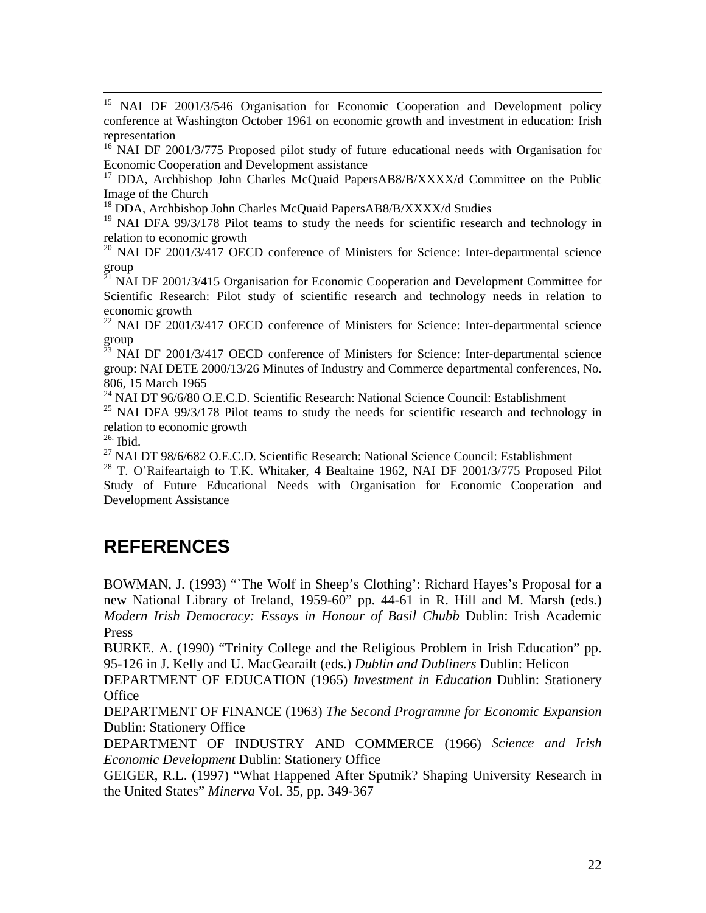[15] NAI DF 2001/3/546 Organisation for Economic Cooperation and Development policy conference at Washington October 1961 on economic growth and investment in education: Irish representation

[16] NAI DF 2001/3/775 Proposed pilot study of future educational needs with Organisation for Economic Cooperation and Development assistance

[17] DDA, Archbishop John Charles McQuaid PapersAB8/B/XXXX/d Committee on the Public Image of the Church

[18] DDA, Archbishop John Charles McQuaid PapersAB8/B/XXXX/d Studies

[19] NAI DFA 99/3/178 Pilot teams to study the needs for scientific research and technology in relation to economic growth

[20] NAI DF 2001/3/417 OECD conference of Ministers for Science: Inter-departmental science group

[21] NAI DF 2001/3/415 Organisation for Economic Cooperation and Development Committee for Scientific Research: Pilot study of scientific research and technology needs in relation to economic growth

[22] NAI DF 2001/3/417 OECD conference of Ministers for Science: Inter-departmental science group

[23] NAI DF 2001/3/417 OECD conference of Ministers for Science: Inter-departmental science group: NAI DETE 2000/13/26 Minutes of Industry and Commerce departmental conferences, No. 806, 15 March 1965

[24] NAI DT 96/6/80 O.E.C.D. Scientific Research: National Science Council: Establishment

[25] NAI DFA 99/3/178 Pilot teams to study the needs for scientific research and technology in relation to economic growth

[26.] Ibid.

[27] NAI DT 98/6/682 O.E.C.D. Scientific Research: National Science Council: Establishment

[28] T. O'Raifeartaigh to T.K. Whitaker, 4 Bealtaine 1962, NAI DF 2001/3/775 Proposed Pilot Study of Future Educational Needs with Organisation for Economic Cooperation and Development Assistance

## REFERENCES

BOWMAN, J. (1993) "`The Wolf in Sheep's Clothing': Richard Hayes's Proposal for a new National Library of Ireland, 1959-60" pp. 44-61 in R. Hill and M. Marsh (eds.) *Modern Irish Democracy: Essays in Honour of Basil Chubb* Dublin: Irish Academic Press

BURKE. A. (1990) "Trinity College and the Religious Problem in Irish Education" pp. 95-126 in J. Kelly and U. MacGearailt (eds.) *Dublin and Dubliners* Dublin: Helicon

DEPARTMENT OF EDUCATION (1965) *Investment in Education* Dublin: Stationery Office

DEPARTMENT OF FINANCE (1963) *The Second Programme for Economic Expansion* Dublin: Stationery Office

DEPARTMENT OF INDUSTRY AND COMMERCE (1966) *Science and Irish Economic Development* Dublin: Stationery Office

GEIGER, R.L. (1997) "What Happened After Sputnik? Shaping University Research in the United States" *Minerva* Vol. 35, pp. 349-367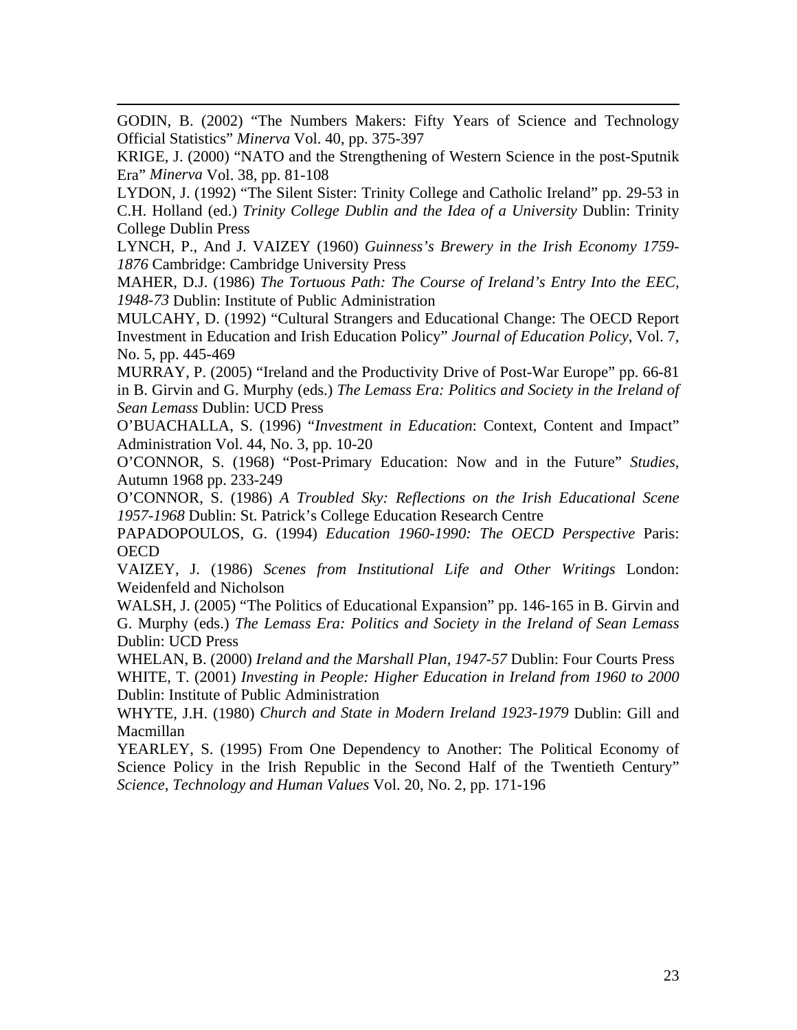GODIN, B. (2002) "The Numbers Makers: Fifty Years of Science and Technology Official Statistics" *Minerva* Vol. 40, pp. 375-397

KRIGE, J. (2000) "NATO and the Strengthening of Western Science in the post-Sputnik Era" *Minerva* Vol. 38, pp. 81-108

LYDON, J. (1992) "The Silent Sister: Trinity College and Catholic Ireland" pp. 29-53 in C.H. Holland (ed.) *Trinity College Dublin and the Idea of a University* Dublin: Trinity College Dublin Press

LYNCH, P., And J. VAIZEY (1960) *Guinness's Brewery in the Irish Economy 1759-1876* Cambridge: Cambridge University Press

MAHER, D.J. (1986) *The Tortuous Path: The Course of Ireland's Entry Into the EEC, 1948-73* Dublin: Institute of Public Administration

MULCAHY, D. (1992) "Cultural Strangers and Educational Change: The OECD Report Investment in Education and Irish Education Policy" *Journal of Education Policy*, Vol. 7, No. 5, pp. 445-469

MURRAY, P. (2005) "Ireland and the Productivity Drive of Post-War Europe" pp. 66-81 in B. Girvin and G. Murphy (eds.) *The Lemass Era: Politics and Society in the Ireland of Sean Lemass* Dublin: UCD Press

O'BUACHALLA, S. (1996) "*Investment in Education*: Context, Content and Impact" Administration Vol. 44, No. 3, pp. 10-20

O'CONNOR, S. (1968) "Post-Primary Education: Now and in the Future" *Studies*, Autumn 1968 pp. 233-249

O'CONNOR, S. (1986) *A Troubled Sky: Reflections on the Irish Educational Scene 1957-1968* Dublin: St. Patrick's College Education Research Centre

PAPADOPOULOS, G. (1994) *Education 1960-1990: The OECD Perspective* Paris: OECD

VAIZEY, J. (1986) *Scenes from Institutional Life and Other Writings* London: Weidenfeld and Nicholson

WALSH, J. (2005) "The Politics of Educational Expansion" pp. 146-165 in B. Girvin and G. Murphy (eds.) *The Lemass Era: Politics and Society in the Ireland of Sean Lemass* Dublin: UCD Press

WHELAN, B. (2000) *Ireland and the Marshall Plan, 1947-57* Dublin: Four Courts Press

WHITE, T. (2001) *Investing in People: Higher Education in Ireland from 1960 to 2000* Dublin: Institute of Public Administration

WHYTE, J.H. (1980) *Church and State in Modern Ireland 1923-1979* Dublin: Gill and Macmillan

YEARLEY, S. (1995) From One Dependency to Another: The Political Economy of Science Policy in the Irish Republic in the Second Half of the Twentieth Century" *Science, Technology and Human Values* Vol. 20, No. 2, pp. 171-196